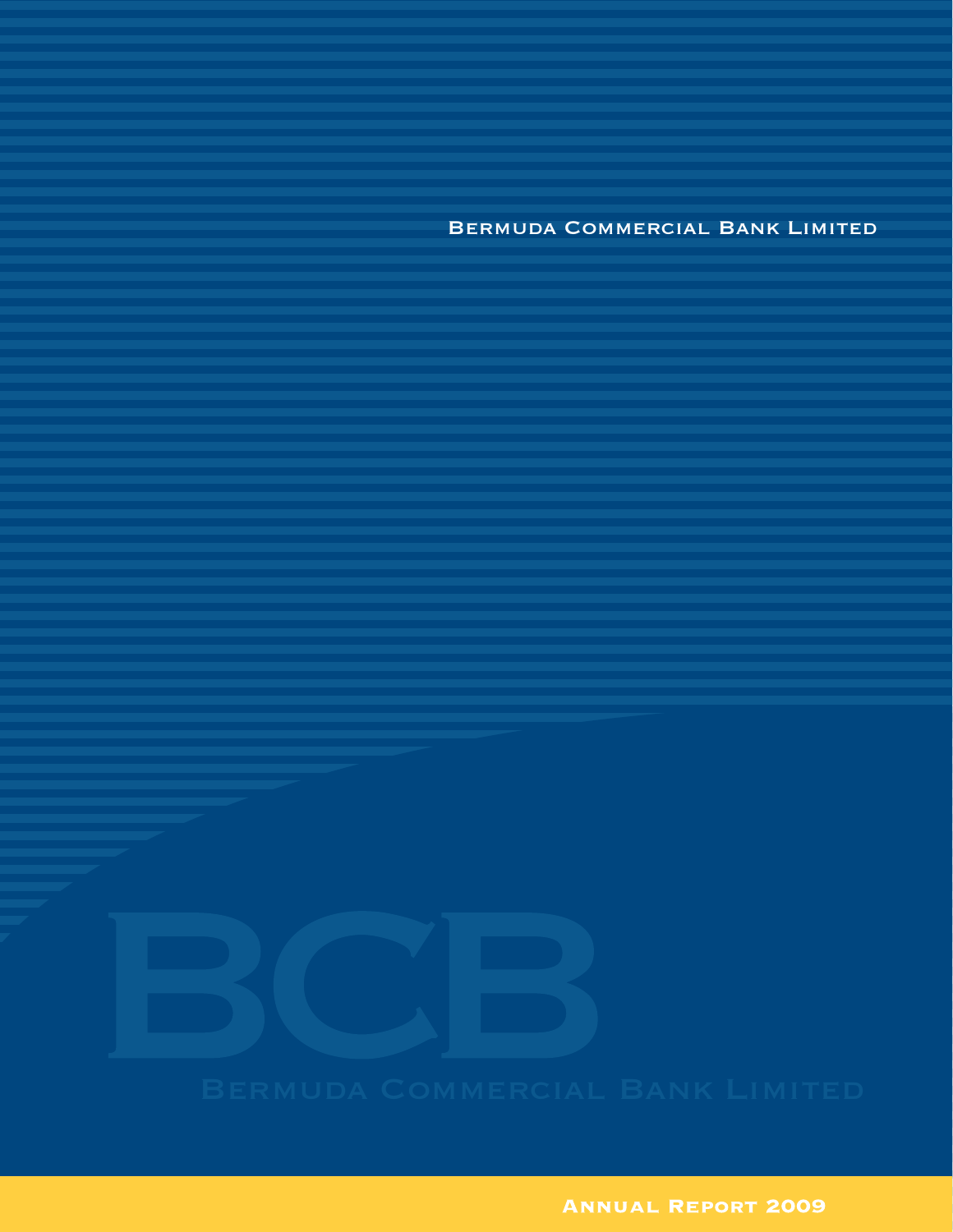# Bermuda Commercial Bank Limited

BCB

Bermuda Commercial Bank Limited

**Annual Report 2009**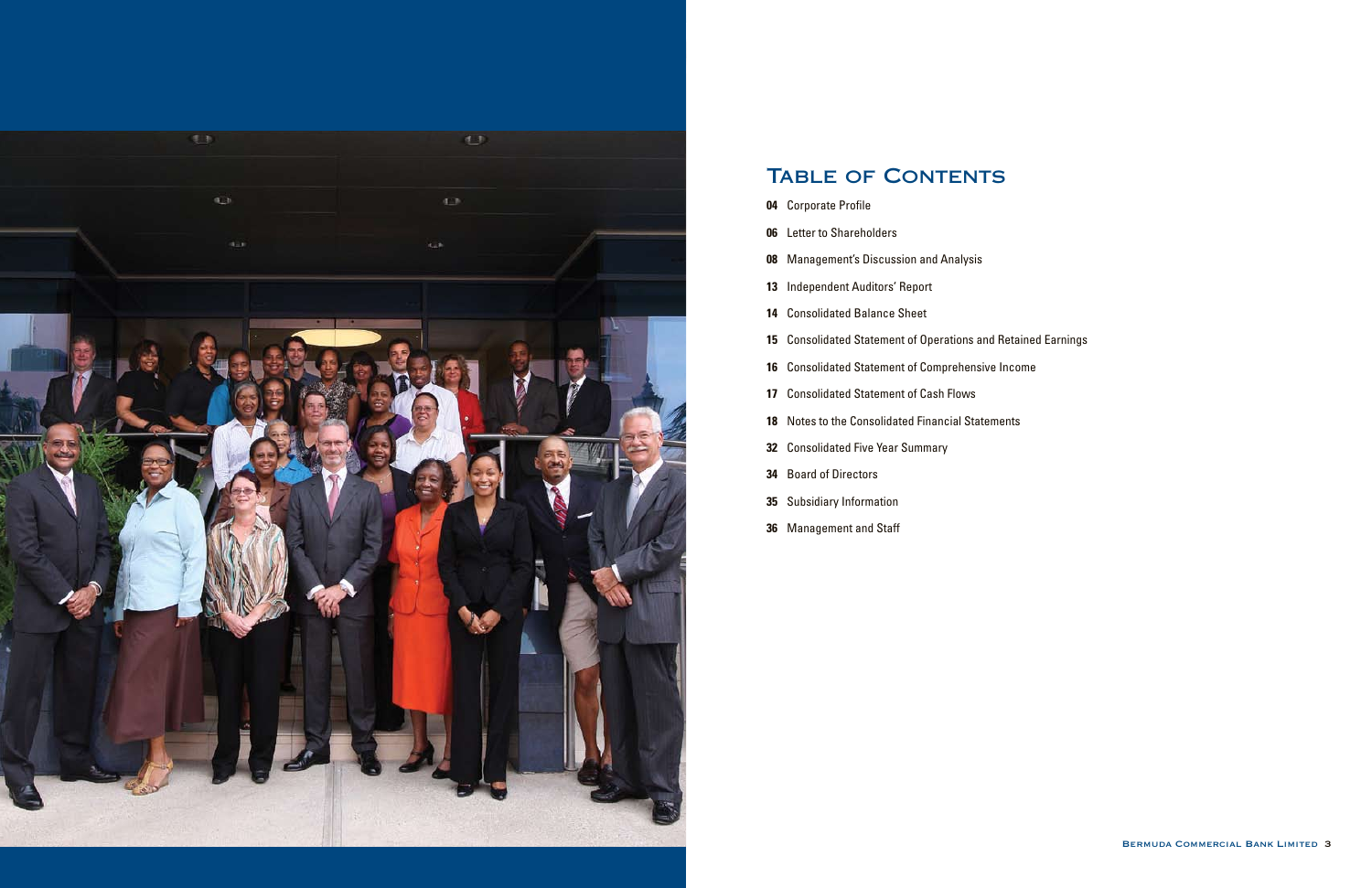# Table of Contents

**04** Corporate Profile

**06** Letter to Shareholders

**08** Management's Discussion and Analysis

**13** Independent Auditors' Report

**14** Consolidated Balance Sheet

**15** Consolidated Statement of Operations and Retained Earnings

**16** Consolidated Statement of Comprehensive Income

**17** Consolidated Statement of Cash Flows

**18** Notes to the Consolidated Financial Statements

**32** Consolidated Five Year Summary

**34** Board of Directors

**35** Subsidiary Information

**36** Management and Staff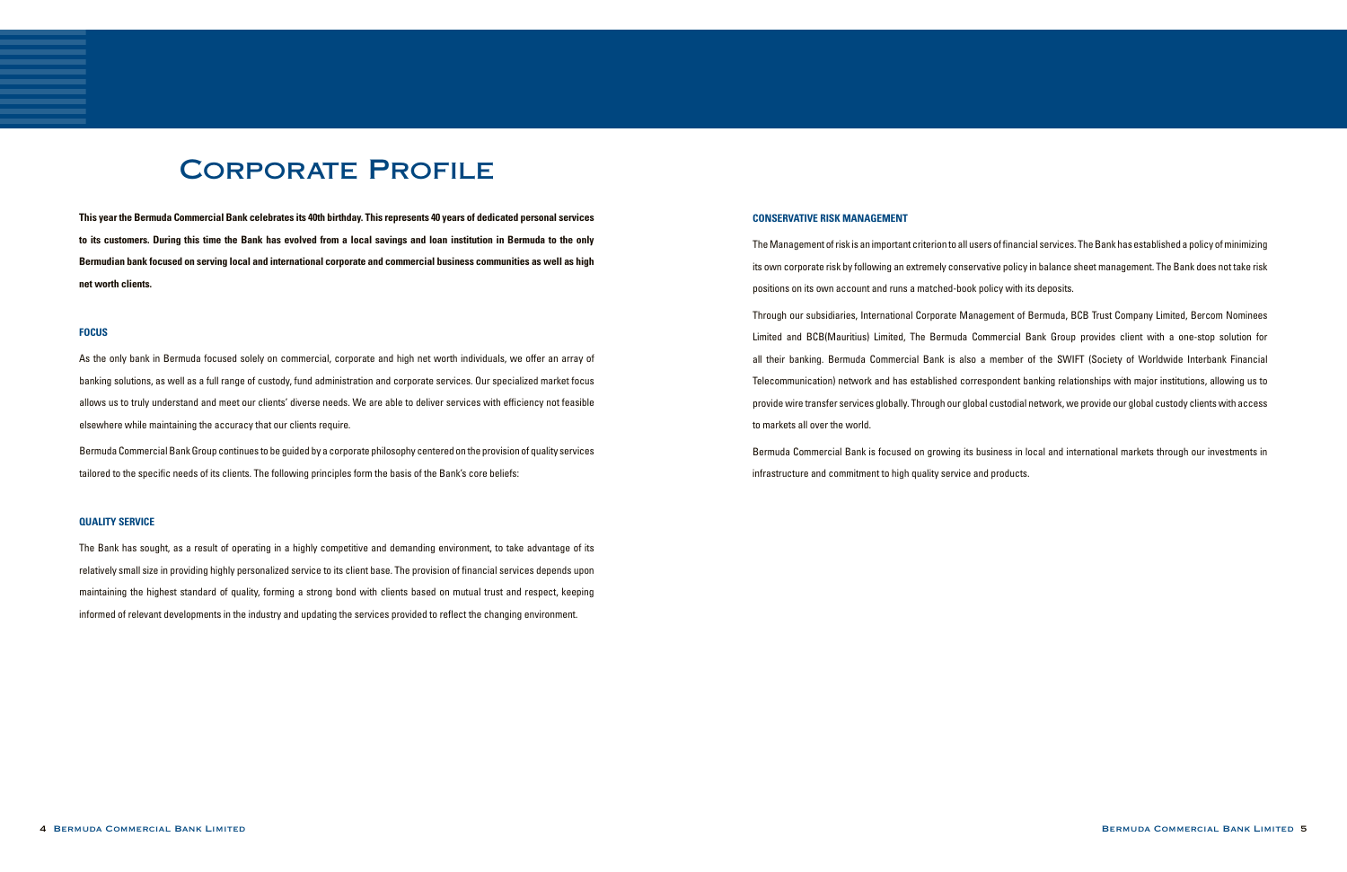# Corporate Profile

**This year the Bermuda Commercial Bank celebrates its 40th birthday. This represents 40 years of dedicated personal services to its customers. During this time the Bank has evolved from a local savings and loan institution in Bermuda to the only Bermudian bank focused on serving local and international corporate and commercial business communities as well as high net worth clients.**

## FOCUS

As the only bank in Bermuda focused solely on commercial, corporate and high net worth individuals, we offer an array of banking solutions, as well as a full range of custody, fund administration and corporate services. Our specialized market focus allows us to truly understand and meet our clients' diverse needs. We are able to deliver services with efficiency not feasible elsewhere while maintaining the accuracy that our clients require.

Bermuda Commercial Bank Group continues to be guided by a corporate philosophy centered on the provision of quality services tailored to the specific needs of its clients. The following principles form the basis of the Bank's core beliefs:

## QUALITY SERVICE

The Bank has sought, as a result of operating in a highly competitive and demanding environment, to take advantage of its relatively small size in providing highly personalized service to its client base. The provision of financial services depends upon maintaining the highest standard of quality, forming a strong bond with clients based on mutual trust and respect, keeping informed of relevant developments in the industry and updating the services provided to reflect the changing environment.

## CONSERVATIVE RISK MANAGEMENT

The Management of risk is an important criterion to all users of financial services. The Bank has established a policy of minimizing its own corporate risk by following an extremely conservative policy in balance sheet management. The Bank does not take risk positions on its own account and runs a matched-book policy with its deposits.

Through our subsidiaries, International Corporate Management of Bermuda, BCB Trust Company Limited, Bercom Nominees Limited and BCB(Mauritius) Limited, The Bermuda Commercial Bank Group provides client with a one-stop solution for all their banking. Bermuda Commercial Bank is also a member of the SWIFT (Society of Worldwide Interbank Financial Telecommunication) network and has established correspondent banking relationships with major institutions, allowing us to provide wire transfer services globally. Through our global custodial network, we provide our global custody clients with access to markets all over the world.

Bermuda Commercial Bank is focused on growing its business in local and international markets through our investments in infrastructure and commitment to high quality service and products.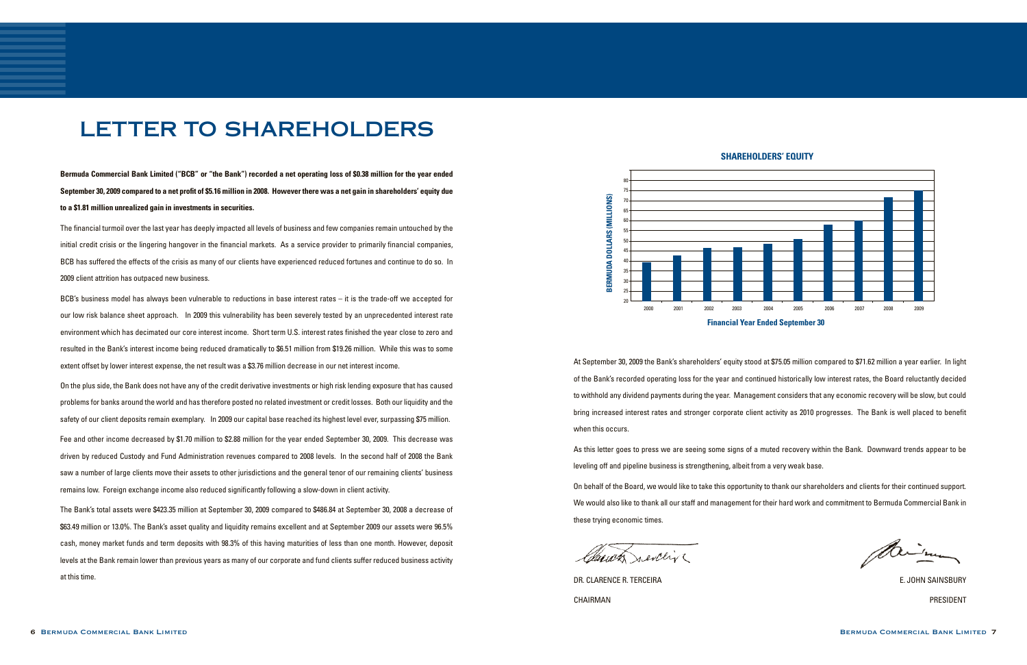# LETTER TO SHAREHOLDERS

**Bermuda Commercial Bank Limited ("BCB" or "the Bank") recorded a net operating loss of $0.38 million for the year ended September 30, 2009 compared to a net profit of $5.16 million in 2008. However there was a net gain in shareholders' equity due to a $1.81 million unrealized gain in investments in securities.**

The financial turmoil over the last year has deeply impacted all levels of business and few companies remain untouched by the initial credit crisis or the lingering hangover in the financial markets. As a service provider to primarily financial companies, BCB has suffered the effects of the crisis as many of our clients have experienced reduced fortunes and continue to do so. In 2009 client attrition has outpaced new business.

BCB's business model has always been vulnerable to reductions in base interest rates – it is the trade-off we accepted for our low risk balance sheet approach. In 2009 this vulnerability has been severely tested by an unprecedented interest rate environment which has decimated our core interest income. Short term U.S. interest rates finished the year close to zero and resulted in the Bank's interest income being reduced dramatically to $6.51 million from $19.26 million. While this was to some extent offset by lower interest expense, the net result was a $3.76 million decrease in our net interest income.

On the plus side, the Bank does not have any of the credit derivative investments or high risk lending exposure that has caused problems for banks around the world and has therefore posted no related investment or credit losses. Both our liquidity and the safety of our client deposits remain exemplary. In 2009 our capital base reached its highest level ever, surpassing $75 million.

Fee and other income decreased by $1.70 million to $2.88 million for the year ended September 30, 2009. This decrease was driven by reduced Custody and Fund Administration revenues compared to 2008 levels. In the second half of 2008 the Bank saw a number of large clients move their assets to other jurisdictions and the general tenor of our remaining clients' business remains low. Foreign exchange income also reduced significantly following a slow-down in client activity.

The Bank's total assets were $423.35 million at September 30, 2009 compared to $486.84 at September 30, 2008 a decrease of $63.49 million or 13.0%. The Bank's asset quality and liquidity remains excellent and at September 2009 our assets were 96.5% cash, money market funds and term deposits with 98.3% of this having maturities of less than one month. However, deposit levels at the Bank remain lower than previous years as many of our corporate and fund clients suffer reduced business activity at this time.

**SHAREHOLDERS' EQUITY**

Bermuda Dollars (Millions) — Financial Year Ended September 30

| Year | 2000 | 2001 | 2002 | 2003 | 2004 | 2005 | 2006 | 2007 | 2008 | 2009 |
|---|---|---|---|---|---|---|---|---|---|---|
| Shareholders' Equity (approx.) | 39 | 42.5 | 46.5 | 47 | 48.5 | 51 | 58 | 60 | 71.6 | 75 |

At September 30, 2009 the Bank's shareholders' equity stood at $75.05 million compared to $71.62 million a year earlier. In light of the Bank's recorded operating loss for the year and continued historically low interest rates, the Board reluctantly decided to withhold any dividend payments during the year. Management considers that any economic recovery will be slow, but could bring increased interest rates and stronger corporate client activity as 2010 progresses. The Bank is well placed to benefit when this occurs.

As this letter goes to press we are seeing some signs of a muted recovery within the Bank. Downward trends appear to be leveling off and pipeline business is strengthening, albeit from a very weak base.

On behalf of the Board, we would like to take this opportunity to thank our shareholders and clients for their continued support. We would also like to thank all our staff and management for their hard work and commitment to Bermuda Commercial Bank in these trying economic times.

DR. CLARENCE R. TERCEIRA
CHAIRMAN

E. JOHN SAINSBURY
PRESIDENT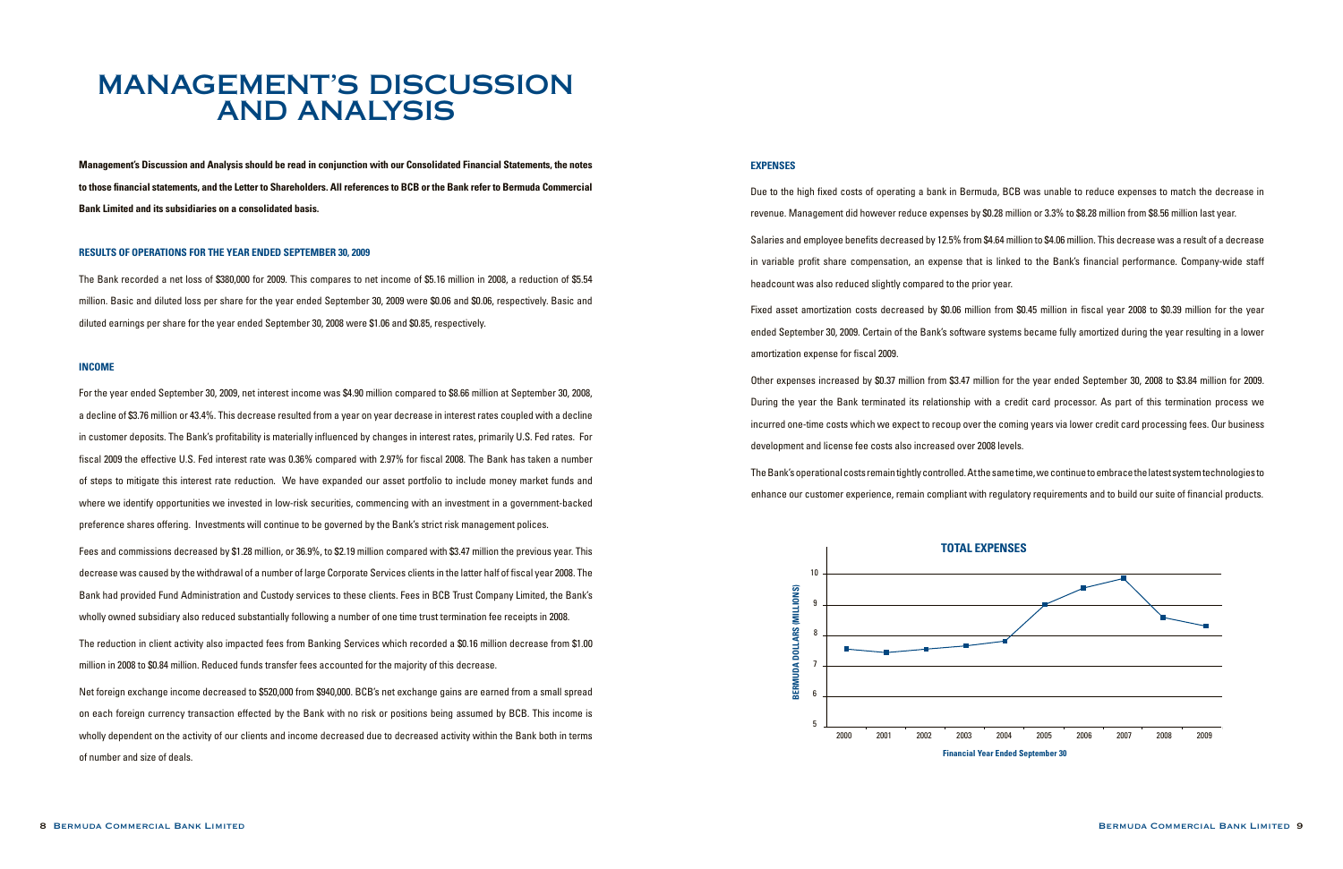# MANAGEMENT'S DISCUSSION AND ANALYSIS

**Management's Discussion and Analysis should be read in conjunction with our Consolidated Financial Statements, the notes to those financial statements, and the Letter to Shareholders. All references to BCB or the Bank refer to Bermuda Commercial Bank Limited and its subsidiaries on a consolidated basis.**

### RESULTS OF OPERATIONS FOR THE YEAR ENDED SEPTEMBER 30, 2009

The Bank recorded a net loss of $380,000 for 2009. This compares to net income of $5.16 million in 2008, a reduction of $5.54 million. Basic and diluted loss per share for the year ended September 30, 2009 were $0.06 and $0.06, respectively. Basic and diluted earnings per share for the year ended September 30, 2008 were $1.06 and $0.85, respectively.

### INCOME

For the year ended September 30, 2009, net interest income was $4.90 million compared to $8.66 million at September 30, 2008, a decline of $3.76 million or 43.4%. This decrease resulted from a year on year decrease in interest rates coupled with a decline in customer deposits. The Bank's profitability is materially influenced by changes in interest rates, primarily U.S. Fed rates. For fiscal 2009 the effective U.S. Fed interest rate was 0.36% compared with 2.97% for fiscal 2008. The Bank has taken a number of steps to mitigate this interest rate reduction. We have expanded our asset portfolio to include money market funds and where we identify opportunities we invested in low-risk securities, commencing with an investment in a government-backed preference shares offering. Investments will continue to be governed by the Bank's strict risk management polices.

Fees and commissions decreased by $1.28 million, or 36.9%, to $2.19 million compared with $3.47 million the previous year. This decrease was caused by the withdrawal of a number of large Corporate Services clients in the latter half of fiscal year 2008. The Bank had provided Fund Administration and Custody services to these clients. Fees in BCB Trust Company Limited, the Bank's wholly owned subsidiary also reduced substantially following a number of one time trust termination fee receipts in 2008.

The reduction in client activity also impacted fees from Banking Services which recorded a $0.16 million decrease from $1.00 million in 2008 to $0.84 million. Reduced funds transfer fees accounted for the majority of this decrease.

Net foreign exchange income decreased to $520,000 from $940,000. BCB's net exchange gains are earned from a small spread on each foreign currency transaction effected by the Bank with no risk or positions being assumed by BCB. This income is wholly dependent on the activity of our clients and income decreased due to decreased activity within the Bank both in terms of number and size of deals.

### EXPENSES

Due to the high fixed costs of operating a bank in Bermuda, BCB was unable to reduce expenses to match the decrease in revenue. Management did however reduce expenses by $0.28 million or 3.3% to $8.28 million from $8.56 million last year.

Salaries and employee benefits decreased by 12.5% from $4.64 million to $4.06 million. This decrease was a result of a decrease in variable profit share compensation, an expense that is linked to the Bank's financial performance. Company-wide staff headcount was also reduced slightly compared to the prior year.

Fixed asset amortization costs decreased by $0.06 million from $0.45 million in fiscal year 2008 to $0.39 million for the year ended September 30, 2009. Certain of the Bank's software systems became fully amortized during the year resulting in a lower amortization expense for fiscal 2009.

Other expenses increased by $0.37 million from $3.47 million for the year ended September 30, 2008 to $3.84 million for 2009. During the year the Bank terminated its relationship with a credit card processor. As part of this termination process we incurred one-time costs which we expect to recoup over the coming years via lower credit card processing fees. Our business development and license fee costs also increased over 2008 levels.

The Bank's operational costs remain tightly controlled. At the same time, we continue to embrace the latest system technologies to enhance our customer experience, remain compliant with regulatory requirements and to build our suite of financial products.

**TOTAL EXPENSES**

BERMUDA DOLLARS (MILLIONS)

Financial Year Ended September 30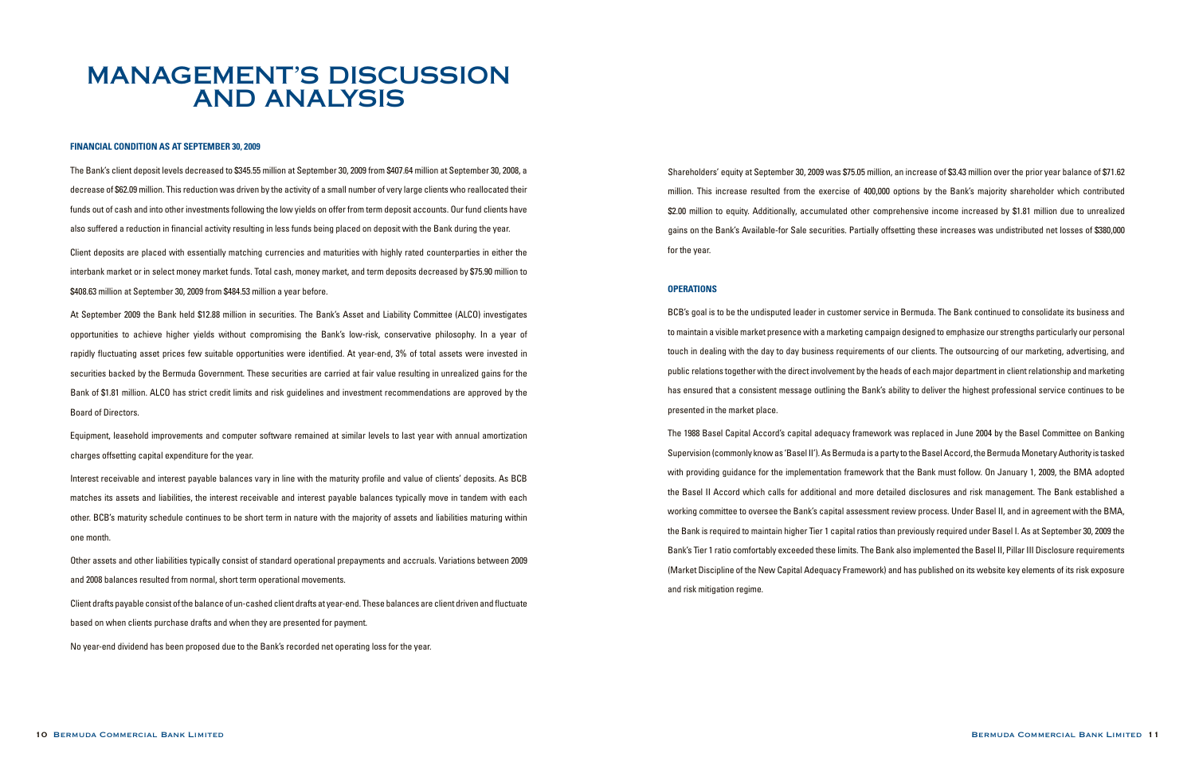# MANAGEMENT'S DISCUSSION AND ANALYSIS

### FINANCIAL CONDITION AS AT SEPTEMBER 30, 2009

The Bank's client deposit levels decreased to $345.55 million at September 30, 2009 from $407.64 million at September 30, 2008, a decrease of $62.09 million. This reduction was driven by the activity of a small number of very large clients who reallocated their funds out of cash and into other investments following the low yields on offer from term deposit accounts. Our fund clients have also suffered a reduction in financial activity resulting in less funds being placed on deposit with the Bank during the year.

Client deposits are placed with essentially matching currencies and maturities with highly rated counterparties in either the interbank market or in select money market funds. Total cash, money market, and term deposits decreased by $75.90 million to $408.63 million at September 30, 2009 from $484.53 million a year before.

At September 2009 the Bank held $12.88 million in securities. The Bank's Asset and Liability Committee (ALCO) investigates opportunities to achieve higher yields without compromising the Bank's low-risk, conservative philosophy. In a year of rapidly fluctuating asset prices few suitable opportunities were identified. At year-end, 3% of total assets were invested in securities backed by the Bermuda Government. These securities are carried at fair value resulting in unrealized gains for the Bank of $1.81 million. ALCO has strict credit limits and risk guidelines and investment recommendations are approved by the Board of Directors.

Equipment, leasehold improvements and computer software remained at similar levels to last year with annual amortization charges offsetting capital expenditure for the year.

Interest receivable and interest payable balances vary in line with the maturity profile and value of clients' deposits. As BCB matches its assets and liabilities, the interest receivable and interest payable balances typically move in tandem with each other. BCB's maturity schedule continues to be short term in nature with the majority of assets and liabilities maturing within one month.

Other assets and other liabilities typically consist of standard operational prepayments and accruals. Variations between 2009 and 2008 balances resulted from normal, short term operational movements.

Client drafts payable consist of the balance of un-cashed client drafts at year-end. These balances are client driven and fluctuate based on when clients purchase drafts and when they are presented for payment.

No year-end dividend has been proposed due to the Bank's recorded net operating loss for the year.

Shareholders' equity at September 30, 2009 was $75.05 million, an increase of $3.43 million over the prior year balance of $71.62 million. This increase resulted from the exercise of 400,000 options by the Bank's majority shareholder which contributed $2.00 million to equity. Additionally, accumulated other comprehensive income increased by $1.81 million due to unrealized gains on the Bank's Available-for Sale securities. Partially offsetting these increases was undistributed net losses of $380,000 for the year.

### OPERATIONS

BCB's goal is to be the undisputed leader in customer service in Bermuda. The Bank continued to consolidate its business and to maintain a visible market presence with a marketing campaign designed to emphasize our strengths particularly our personal touch in dealing with the day to day business requirements of our clients. The outsourcing of our marketing, advertising, and public relations together with the direct involvement by the heads of each major department in client relationship and marketing has ensured that a consistent message outlining the Bank's ability to deliver the highest professional service continues to be presented in the market place.

The 1988 Basel Capital Accord's capital adequacy framework was replaced in June 2004 by the Basel Committee on Banking Supervision (commonly know as 'Basel II'). As Bermuda is a party to the Basel Accord, the Bermuda Monetary Authority is tasked with providing guidance for the implementation framework that the Bank must follow. On January 1, 2009, the BMA adopted the Basel II Accord which calls for additional and more detailed disclosures and risk management. The Bank established a working committee to oversee the Bank's capital assessment review process. Under Basel II, and in agreement with the BMA, the Bank is required to maintain higher Tier 1 capital ratios than previously required under Basel I. As at September 30, 2009 the Bank's Tier 1 ratio comfortably exceeded these limits. The Bank also implemented the Basel II, Pillar III Disclosure requirements (Market Discipline of the New Capital Adequacy Framework) and has published on its website key elements of its risk exposure and risk mitigation regime.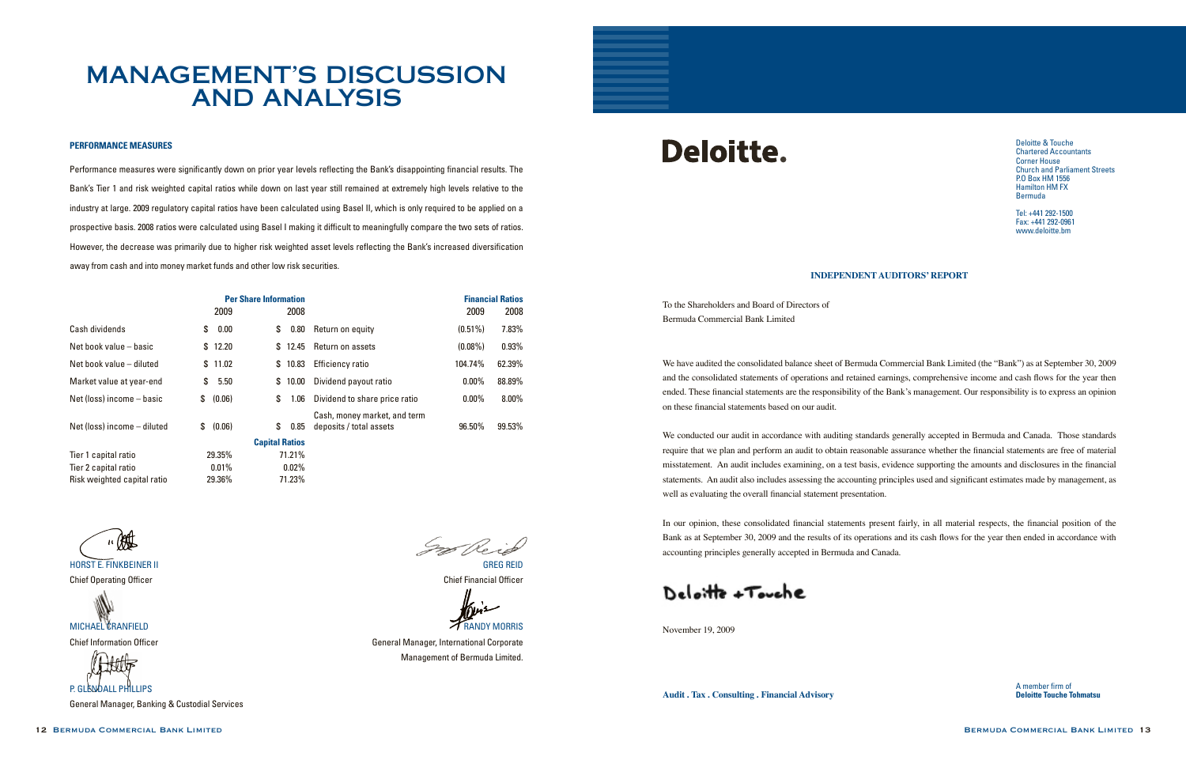# MANAGEMENT'S DISCUSSION AND ANALYSIS

#### PERFORMANCE MEASURES

Performance measures were significantly down on prior year levels reflecting the Bank's disappointing financial results. The Bank's Tier 1 and risk weighted capital ratios while down on last year still remained at extremely high levels relative to the industry at large. 2009 regulatory capital ratios have been calculated using Basel II, which is only required to be applied on a prospective basis. 2008 ratios were calculated using Basel I making it difficult to meaningfully compare the two sets of ratios. However, the decrease was primarily due to higher risk weighted asset levels reflecting the Bank's increased diversification away from cash and into money market funds and other low risk securities.

| Per Share Information | 2009 | 2008 | Financial Ratios | 2009 | 2008 |
|---|---|---|---|---|---|
| Cash dividends | $ 0.00 | $ 0.80 | Return on equity | (0.51%) | 7.83% |
| Net book value – basic | $ 12.20 | $ 12.45 | Return on assets | (0.08%) | 0.93% |
| Net book value – diluted | $ 11.02 | $ 10.83 | Efficiency ratio | 104.74% | 62.39% |
| Market value at year-end | $ 5.50 | $ 10.00 | Dividend payout ratio | 0.00% | 88.89% |
| Net (loss) income – basic | $ (0.06) | $ 1.06 | Dividend to share price ratio | 0.00% | 8.00% |
| Net (loss) income – diluted | $ (0.06) | $ 0.85 | Cash, money market, and term deposits / total assets | 96.50% | 99.53% |

| Capital Ratios | 2009 | 2008 |
|---|---|---|
| Tier 1 capital ratio | 29.35% | 71.21% |
| Tier 2 capital ratio | 0.01% | 0.02% |
| Risk weighted capital ratio | 29.36% | 71.23% |

HORST E. FINKBEINER II
Chief Operating Officer

MICHAEL CRANFIELD
Chief Information Officer

P. GLENDALL PHILLIPS
General Manager, Banking & Custodial Services

GREG REID
Chief Financial Officer

RANDY MORRIS
General Manager, International Corporate Management of Bermuda Limited.

**Deloitte.**

Deloitte & Touche
Chartered Accountants
Corner House
Church and Parliament Streets
P.O Box HM 1556
Hamilton HM FX
Bermuda

Tel: +441 292-1500
Fax: +441 292-0961
www.deloitte.bm

## INDEPENDENT AUDITORS' REPORT

To the Shareholders and Board of Directors of
Bermuda Commercial Bank Limited

We have audited the consolidated balance sheet of Bermuda Commercial Bank Limited (the "Bank") as at September 30, 2009 and the consolidated statements of operations and retained earnings, comprehensive income and cash flows for the year then ended. These financial statements are the responsibility of the Bank's management. Our responsibility is to express an opinion on these financial statements based on our audit.

We conducted our audit in accordance with auditing standards generally accepted in Bermuda and Canada. Those standards require that we plan and perform an audit to obtain reasonable assurance whether the financial statements are free of material misstatement. An audit includes examining, on a test basis, evidence supporting the amounts and disclosures in the financial statements. An audit also includes assessing the accounting principles used and significant estimates made by management, as well as evaluating the overall financial statement presentation.

In our opinion, these consolidated financial statements present fairly, in all material respects, the financial position of the Bank as at September 30, 2009 and the results of its operations and its cash flows for the year then ended in accordance with accounting principles generally accepted in Bermuda and Canada.

Deloitte + Touche

November 19, 2009

**Audit . Tax . Consulting . Financial Advisory**

A member firm of
**Deloitte Touche Tohmatsu**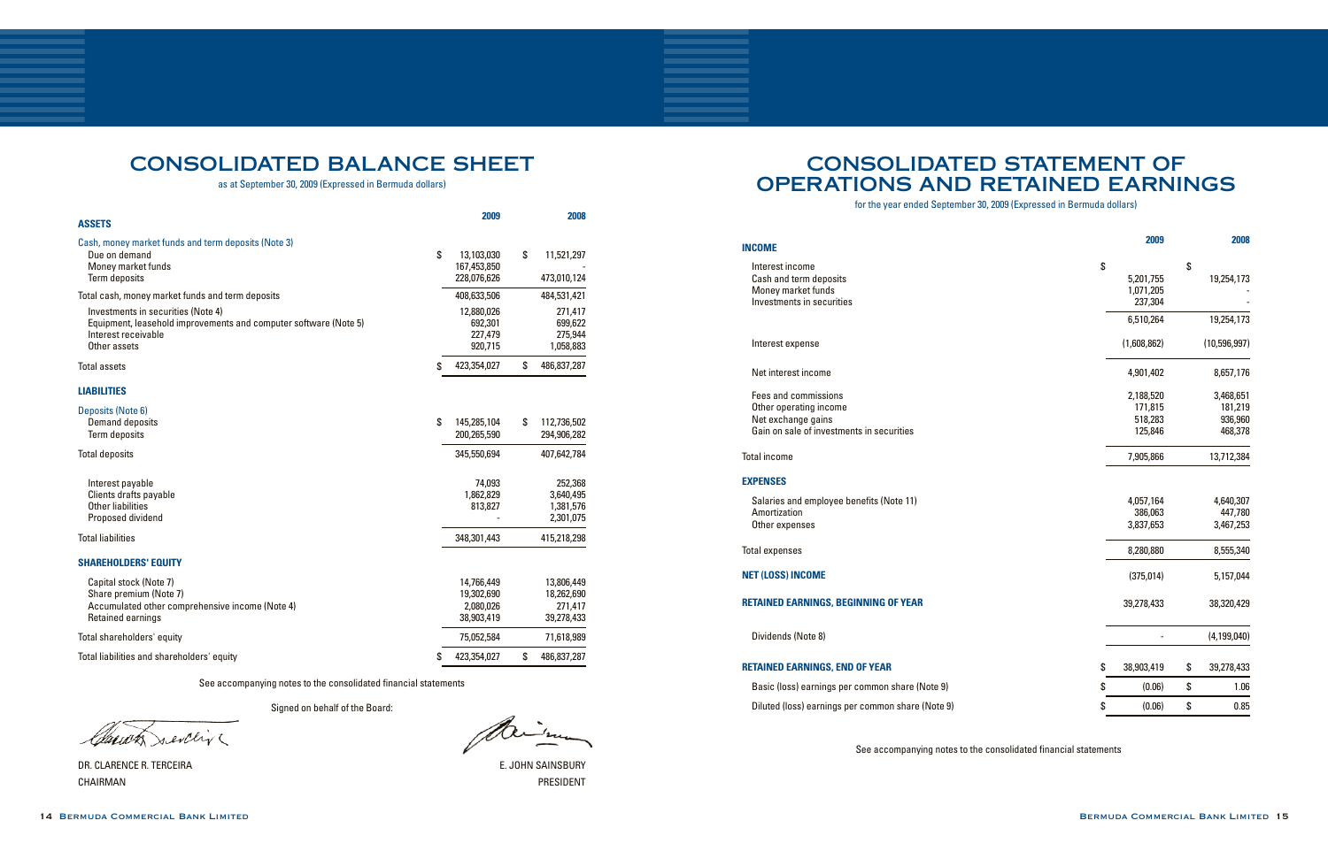# CONSOLIDATED BALANCE SHEET

as at September 30, 2009 (Expressed in Bermuda dollars)

| | 2009 | 2008 |
|---|---|---|
| **ASSETS** | | |
| Cash, money market funds and term deposits (Note 3) | | |
| Due on demand | $ 13,103,030 | $ 11,521,297 |
| Money market funds | 167,453,850 | - |
| Term deposits | 228,076,626 | 473,010,124 |
| Total cash, money market funds and term deposits | 408,633,506 | 484,531,421 |
| Investments in securities (Note 4) | 12,880,026 | 271,417 |
| Equipment, leasehold improvements and computer software (Note 5) | 692,301 | 699,622 |
| Interest receivable | 227,479 | 275,944 |
| Other assets | 920,715 | 1,058,883 |
| Total assets | $ 423,354,027 | $ 486,837,287 |
| **LIABILITIES** | | |
| Deposits (Note 6) | | |
| Demand deposits | $ 145,285,104 | $ 112,736,502 |
| Term deposits | 200,265,590 | 294,906,282 |
| Total deposits | 345,550,694 | 407,642,784 |
| Interest payable | 74,093 | 252,368 |
| Clients drafts payable | 1,862,829 | 3,640,495 |
| Other liabilities | 813,827 | 1,381,576 |
| Proposed dividend | - | 2,301,075 |
| Total liabilities | 348,301,443 | 415,218,298 |
| **SHAREHOLDERS' EQUITY** | | |
| Capital stock (Note 7) | 14,766,449 | 13,806,449 |
| Share premium (Note 7) | 19,302,690 | 18,262,690 |
| Accumulated other comprehensive income (Note 4) | 2,080,026 | 271,417 |
| Retained earnings | 38,903,419 | 39,278,433 |
| Total shareholders' equity | 75,052,584 | 71,618,989 |
| Total liabilities and shareholders' equity | $ 423,354,027 | $ 486,837,287 |

See accompanying notes to the consolidated financial statements

Signed on behalf of the Board:

DR. CLARENCE R. TERCEIRA
CHAIRMAN

E. JOHN SAINSBURY
PRESIDENT

# CONSOLIDATED STATEMENT OF OPERATIONS AND RETAINED EARNINGS

for the year ended September 30, 2009 (Expressed in Bermuda dollars)

| | 2009 | 2008 |
|---|---|---|
| **INCOME** | | |
| Interest income | $ | $ |
| Cash and term deposits | 5,201,755 | 19,254,173 |
| Money market funds | 1,071,205 | - |
| Investments in securities | 237,304 | - |
| | 6,510,264 | 19,254,173 |
| Interest expense | (1,608,862) | (10,596,997) |
| Net interest income | 4,901,402 | 8,657,176 |
| Fees and commissions | 2,188,520 | 3,468,651 |
| Other operating income | 171,815 | 181,219 |
| Net exchange gains | 518,283 | 936,960 |
| Gain on sale of investments in securities | 125,846 | 468,378 |
| Total income | 7,905,866 | 13,712,384 |
| **EXPENSES** | | |
| Salaries and employee benefits (Note 11) | 4,057,164 | 4,640,307 |
| Amortization | 386,063 | 447,780 |
| Other expenses | 3,837,653 | 3,467,253 |
| Total expenses | 8,280,880 | 8,555,340 |
| **NET (LOSS) INCOME** | (375,014) | 5,157,044 |
| **RETAINED EARNINGS, BEGINNING OF YEAR** | 39,278,433 | 38,320,429 |
| Dividends (Note 8) | - | (4,199,040) |
| **RETAINED EARNINGS, END OF YEAR** | $ 38,903,419 | $ 39,278,433 |
| Basic (loss) earnings per common share (Note 9) | $ (0.06) | $ 1.06 |
| Diluted (loss) earnings per common share (Note 9) | $ (0.06) | $ 0.85 |

See accompanying notes to the consolidated financial statements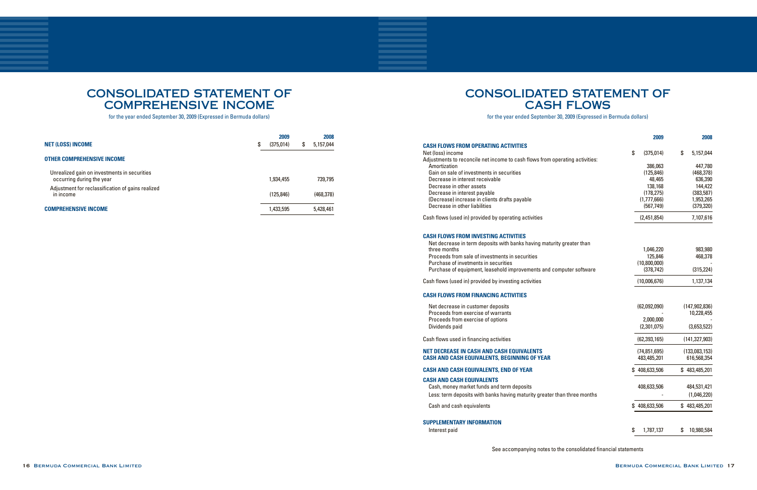# CONSOLIDATED STATEMENT OF COMPREHENSIVE INCOME

for the year ended September 30, 2009 (Expressed in Bermuda dollars)

| | 2009 | 2008 |
|---|---|---|
| **NET (LOSS) INCOME** | $ (375,014) | $ 5,157,044 |
| **OTHER COMPREHENSIVE INCOME** | | |
| Unrealized gain on investments in securities occurring during the year | 1,934,455 | 739,795 |
| Adjustment for reclassification of gains realized in income | (125,846) | (468,378) |
| **COMPREHENSIVE INCOME** | 1,433,595 | 5,428,461 |

# CONSOLIDATED STATEMENT OF CASH FLOWS

for the year ended September 30, 2009 (Expressed in Bermuda dollars)

| | 2009 | 2008 |
|---|---|---|
| **CASH FLOWS FROM OPERATING ACTIVITIES** | | |
| Net (loss) income | $ (375,014) | $ 5,157,044 |
| Adjustments to reconcile net income to cash flows from operating activities: | | |
| Amortization | 386,063 | 447,780 |
| Gain on sale of investments in securities | (125,846) | (468,378) |
| Decrease in interest receivable | 48,465 | 636,390 |
| Decrease in other assets | 138,168 | 144,422 |
| Decrease in interest payable | (178,275) | (383,587) |
| (Decrease) increase in clients drafts payable | (1,777,666) | 1,953,265 |
| Decrease in other liabilities | (567,749) | (379,320) |
| Cash flows (used in) provided by operating activities | (2,451,854) | 7,107,616 |
| **CASH FLOWS FROM INVESTING ACTIVITIES** | | |
| Net decrease in term deposits with banks having maturity greater than three months | 1,046,220 | 983,980 |
| Proceeds from sale of investments in securities | 125,846 | 468,378 |
| Purchase of invetments in securities | (10,800,000) | - |
| Purchase of equipment, leasehold improvements and computer software | (378,742) | (315,224) |
| Cash flows (used in) provided by investing activities | (10,006,676) | 1,137,134 |
| **CASH FLOWS FROM FINANCING ACTIVITIES** | | |
| Net decrease in customer deposits | (62,092,090) | (147,902,836) |
| Proceeds from exercise of warrants | - | 10,228,455 |
| Proceeds from exercise of options | 2,000,000 | - |
| Dividends paid | (2,301,075) | (3,653,522) |
| Cash flows used in financing activities | (62,393,165) | (141,327,903) |
| **NET DECREASE IN CASH AND CASH EQUIVALENTS** | (74,851,695) | (133,083,153) |
| **CASH AND CASH EQUIVALENTS, BEGINNING OF YEAR** | 483,485,201 | 616,568,354 |
| **CASH AND CASH EQUIVALENTS, END OF YEAR** | $ 408,633,506 | $ 483,485,201 |
| **CASH AND CASH EQUIVALENTS** | | |
| Cash, money market funds and term deposits | 408,633,506 | 484,531,421 |
| Less: term deposits with banks having maturity greater than three months | - | (1,046,220) |
| Cash and cash equivalents | $ 408,633,506 | $ 483,485,201 |
| **SUPPLEMENTARY INFORMATION** | | |
| Interest paid | $ 1,787,137 | $ 10,980,584 |

See accompanying notes to the consolidated financial statements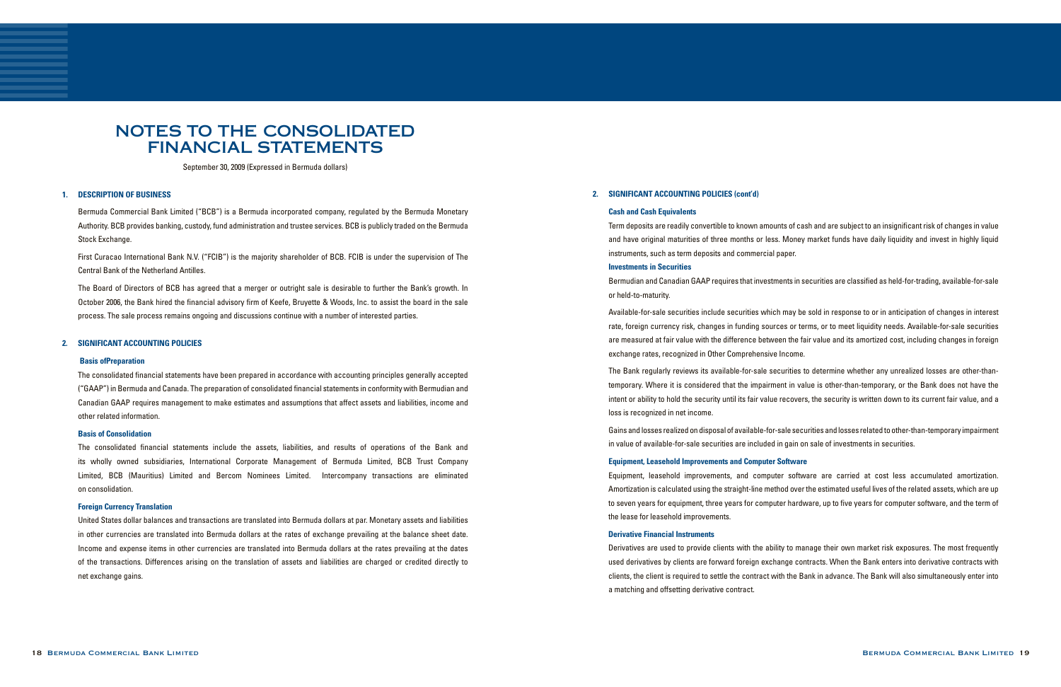# NOTES TO THE CONSOLIDATED FINANCIAL STATEMENTS

September 30, 2009 (Expressed in Bermuda dollars)

## 1. DESCRIPTION OF BUSINESS

Bermuda Commercial Bank Limited ("BCB") is a Bermuda incorporated company, regulated by the Bermuda Monetary Authority. BCB provides banking, custody, fund administration and trustee services. BCB is publicly traded on the Bermuda Stock Exchange.

First Curacao International Bank N.V. ("FCIB") is the majority shareholder of BCB. FCIB is under the supervision of The Central Bank of the Netherland Antilles.

The Board of Directors of BCB has agreed that a merger or outright sale is desirable to further the Bank's growth. In October 2006, the Bank hired the financial advisory firm of Keefe, Bruyette & Woods, Inc. to assist the board in the sale process. The sale process remains ongoing and discussions continue with a number of interested parties.

## 2. SIGNIFICANT ACCOUNTING POLICIES

### Basis ofPreparation

The consolidated financial statements have been prepared in accordance with accounting principles generally accepted ("GAAP") in Bermuda and Canada. The preparation of consolidated financial statements in conformity with Bermudian and Canadian GAAP requires management to make estimates and assumptions that affect assets and liabilities, income and other related information.

### Basis of Consolidation

The consolidated financial statements include the assets, liabilities, and results of operations of the Bank and its wholly owned subsidiaries, International Corporate Management of Bermuda Limited, BCB Trust Company Limited, BCB (Mauritius) Limited and Bercom Nominees Limited. Intercompany transactions are eliminated on consolidation.

### Foreign Currency Translation

United States dollar balances and transactions are translated into Bermuda dollars at par. Monetary assets and liabilities in other currencies are translated into Bermuda dollars at the rates of exchange prevailing at the balance sheet date. Income and expense items in other currencies are translated into Bermuda dollars at the rates prevailing at the dates of the transactions. Differences arising on the translation of assets and liabilities are charged or credited directly to net exchange gains.

## 2. SIGNIFICANT ACCOUNTING POLICIES (cont'd)

### Cash and Cash Equivalents

Term deposits are readily convertible to known amounts of cash and are subject to an insignificant risk of changes in value and have original maturities of three months or less. Money market funds have daily liquidity and invest in highly liquid instruments, such as term deposits and commercial paper.

### Investments in Securities

Bermudian and Canadian GAAP requires that investments in securities are classified as held-for-trading, available-for-sale or held-to-maturity.

Available-for-sale securities include securities which may be sold in response to or in anticipation of changes in interest rate, foreign currency risk, changes in funding sources or terms, or to meet liquidity needs. Available-for-sale securities are measured at fair value with the difference between the fair value and its amortized cost, including changes in foreign exchange rates, recognized in Other Comprehensive Income.

The Bank regularly reviews its available-for-sale securities to determine whether any unrealized losses are other-than-temporary. Where it is considered that the impairment in value is other-than-temporary, or the Bank does not have the intent or ability to hold the security until its fair value recovers, the security is written down to its current fair value, and a loss is recognized in net income.

Gains and losses realized on disposal of available-for-sale securities and losses related to other-than-temporary impairment in value of available-for-sale securities are included in gain on sale of investments in securities.

### Equipment, Leasehold Improvements and Computer Software

Equipment, leasehold improvements, and computer software are carried at cost less accumulated amortization. Amortization is calculated using the straight-line method over the estimated useful lives of the related assets, which are up to seven years for equipment, three years for computer hardware, up to five years for computer software, and the term of the lease for leasehold improvements.

### Derivative Financial Instruments

Derivatives are used to provide clients with the ability to manage their own market risk exposures. The most frequently used derivatives by clients are forward foreign exchange contracts. When the Bank enters into derivative contracts with clients, the client is required to settle the contract with the Bank in advance. The Bank will also simultaneously enter into a matching and offsetting derivative contract.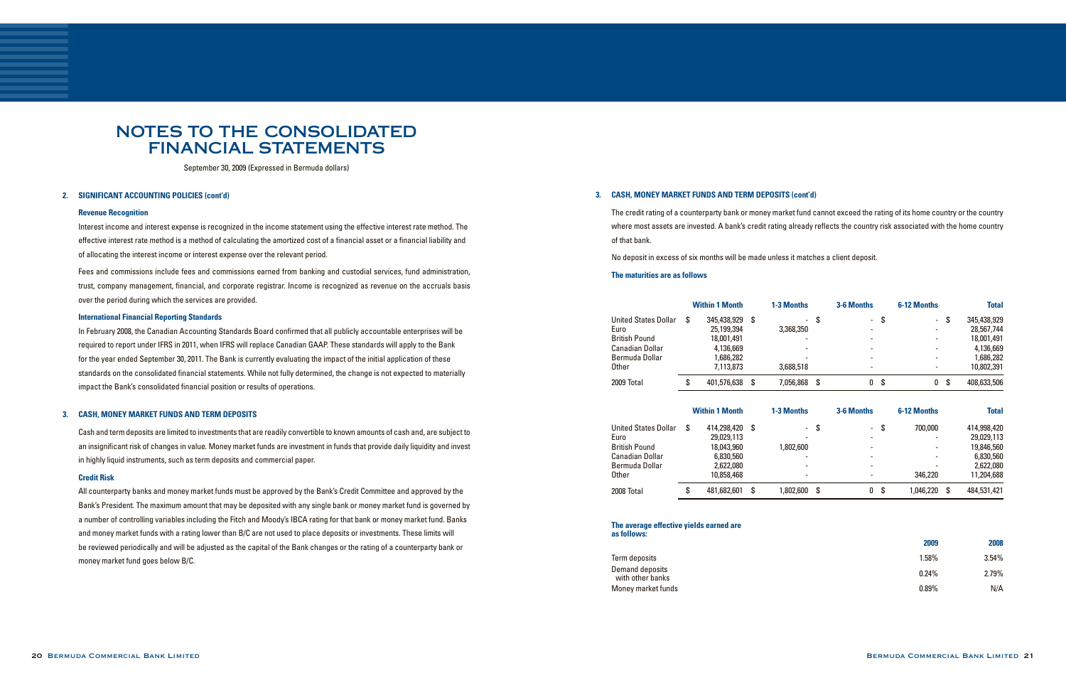# NOTES TO THE CONSOLIDATED FINANCIAL STATEMENTS

September 30, 2009 (Expressed in Bermuda dollars)

## 2. SIGNIFICANT ACCOUNTING POLICIES (cont'd)

### Revenue Recognition

Interest income and interest expense is recognized in the income statement using the effective interest rate method. The effective interest rate method is a method of calculating the amortized cost of a financial asset or a financial liability and of allocating the interest income or interest expense over the relevant period.

Fees and commissions include fees and commissions earned from banking and custodial services, fund administration, trust, company management, financial, and corporate registrar. Income is recognized as revenue on the accruals basis over the period during which the services are provided.

### International Financial Reporting Standards

In February 2008, the Canadian Accounting Standards Board confirmed that all publicly accountable enterprises will be required to report under IFRS in 2011, when IFRS will replace Canadian GAAP. These standards will apply to the Bank for the year ended September 30, 2011. The Bank is currently evaluating the impact of the initial application of these standards on the consolidated financial statements. While not fully determined, the change is not expected to materially impact the Bank's consolidated financial position or results of operations.

## 3. CASH, MONEY MARKET FUNDS AND TERM DEPOSITS

Cash and term deposits are limited to investments that are readily convertible to known amounts of cash and, are subject to an insignificant risk of changes in value. Money market funds are investment in funds that provide daily liquidity and invest in highly liquid instruments, such as term deposits and commercial paper.

### Credit Risk

All counterparty banks and money market funds must be approved by the Bank's Credit Committee and approved by the Bank's President. The maximum amount that may be deposited with any single bank or money market fund is governed by a number of controlling variables including the Fitch and Moody's IBCA rating for that bank or money market fund. Banks and money market funds with a rating lower than B/C are not used to place deposits or investments. These limits will be reviewed periodically and will be adjusted as the capital of the Bank changes or the rating of a counterparty bank or money market fund goes below B/C.

## 3. CASH, MONEY MARKET FUNDS AND TERM DEPOSITS (cont'd)

The credit rating of a counterparty bank or money market fund cannot exceed the rating of its home country or the country where most assets are invested. A bank's credit rating already reflects the country risk associated with the home country of that bank.

No deposit in excess of six months will be made unless it matches a client deposit.

### The maturities are as follows

| | Within 1 Month | 1-3 Months | 3-6 Months | 6-12 Months | Total |
|---|---|---|---|---|---|
| United States Dollar | $ 345,438,929 | $ - | $ - | $ - | $ 345,438,929 |
| Euro | 25,199,394 | 3,368,350 | - | - | 28,567,744 |
| British Pound | 18,001,491 | - | - | - | 18,001,491 |
| Canadian Dollar | 4,136,669 | - | - | - | 4,136,669 |
| Bermuda Dollar | 1,686,282 | - | - | - | 1,686,282 |
| Other | 7,113,873 | 3,688,518 | - | - | 10,802,391 |
| 2009 Total | $ 401,576,638 | $ 7,056,868 | $ 0 | $ 0 | $ 408,633,506 |

| | Within 1 Month | 1-3 Months | 3-6 Months | 6-12 Months | Total |
|---|---|---|---|---|---|
| United States Dollar | $ 414,298,420 | $ - | $ - | $ 700,000 | 414,998,420 |
| Euro | 29,029,113 | - | - | - | 29,029,113 |
| British Pound | 18,043,960 | 1,802,600 | - | - | 19,846,560 |
| Canadian Dollar | 6,830,560 | - | - | - | 6,830,560 |
| Bermuda Dollar | 2,622,080 | - | - | - | 2,622,080 |
| Other | 10,858,468 | - | - | 346,220 | 11,204,688 |
| 2008 Total | $ 481,682,601 | $ 1,802,600 | $ 0 | $ 1,046,220 | $ 484,531,421 |

### The average effective yields earned are as follows:

| | 2009 | 2008 |
|---|---|---|
| Term deposits | 1.58% | 3.54% |
| Demand deposits with other banks | 0.24% | 2.79% |
| Money market funds | 0.89% | N/A |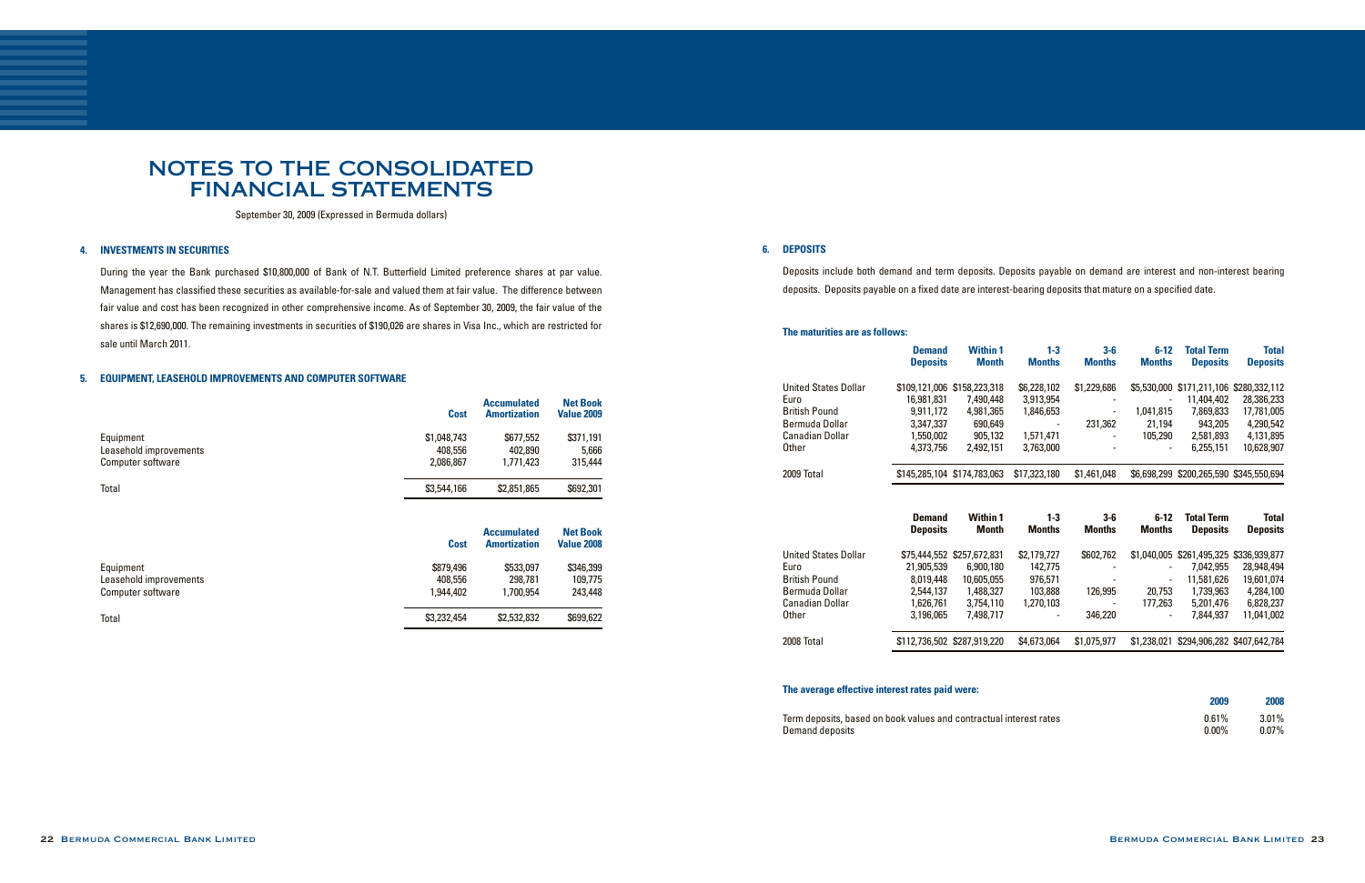# NOTES TO THE CONSOLIDATED FINANCIAL STATEMENTS

September 30, 2009 (Expressed in Bermuda dollars)

### 4. INVESTMENTS IN SECURITIES

During the year the Bank purchased $10,800,000 of Bank of N.T. Butterfield Limited preference shares at par value. Management has classified these securities as available-for-sale and valued them at fair value. The difference between fair value and cost has been recognized in other comprehensive income. As of September 30, 2009, the fair value of the shares is $12,690,000. The remaining investments in securities of $190,026 are shares in Visa Inc., which are restricted for sale until March 2011.

### 5. EQUIPMENT, LEASEHOLD IMPROVEMENTS AND COMPUTER SOFTWARE

| | Cost | Accumulated Amortization | Net Book Value 2009 |
|---|---|---|---|
| Equipment | $1,048,743 | $677,552 | $371,191 |
| Leasehold improvements | 408,556 | 402,890 | 5,666 |
| Computer software | 2,086,867 | 1,771,423 | 315,444 |
| Total | $3,544,166 | $2,851,865 | $692,301 |

| | Cost | Accumulated Amortization | Net Book Value 2008 |
|---|---|---|---|
| Equipment | $879,496 | $533,097 | $346,399 |
| Leasehold improvements | 408,556 | 298,781 | 109,775 |
| Computer software | 1,944,402 | 1,700,954 | 243,448 |
| Total | $3,232,454 | $2,532,832 | $699,622 |

### 6. DEPOSITS

Deposits include both demand and term deposits. Deposits payable on demand are interest and non-interest bearing deposits. Deposits payable on a fixed date are interest-bearing deposits that mature on a specified date.

**The maturities are as follows:**

| | Demand Deposits | Within 1 Month | 1-3 Months | 3-6 Months | 6-12 Months | Total Term Deposits | Total Deposits |
|---|---|---|---|---|---|---|---|
| United States Dollar | $109,121,006 | $158,223,318 | $6,228,102 | $1,229,686 | $5,530,000 | $171,211,106 | $280,332,112 |
| Euro | 16,981,831 | 7,490,448 | 3,913,954 | - | - | 11,404,402 | 28,386,233 |
| British Pound | 9,911,172 | 4,981,365 | 1,846,653 | - | 1,041,815 | 7,869,833 | 17,781,005 |
| Bermuda Dollar | 3,347,337 | 690,649 | - | 231,362 | 21,194 | 943,205 | 4,290,542 |
| Canadian Dollar | 1,550,002 | 905,132 | 1,571,471 | - | 105,290 | 2,581,893 | 4,131,895 |
| Other | 4,373,756 | 2,492,151 | 3,763,000 | - | - | 6,255,151 | 10,628,907 |
| 2009 Total | $145,285,104 | $174,783,063 | $17,323,180 | $1,461,048 | $6,698,299 | $200,265,590 | $345,550,694 |

| | Demand Deposits | Within 1 Month | 1-3 Months | 3-6 Months | 6-12 Months | Total Term Deposits | Total Deposits |
|---|---|---|---|---|---|---|---|
| United States Dollar | $75,444,552 | $257,672,831 | $2,179,727 | $602,762 | $1,040,005 | $261,495,325 | $336,939,877 |
| Euro | 21,905,539 | 6,900,180 | 142,775 | - | - | 7,042,955 | 28,948,494 |
| British Pound | 8,019,448 | 10,605,055 | 976,571 | - | - | 11,581,626 | 19,601,074 |
| Bermuda Dollar | 2,544,137 | 1,488,327 | 103,888 | 126,995 | 20,753 | 1,739,963 | 4,284,100 |
| Canadian Dollar | 1,626,761 | 3,754,110 | 1,270,103 | - | 177,263 | 5,201,476 | 6,828,237 |
| Other | 3,196,065 | 7,498,717 | - | 346,220 | - | 7,844,937 | 11,041,002 |
| 2008 Total | $112,736,502 | $287,919,220 | $4,673,064 | $1,075,977 | $1,238,021 | $294,906,282 | $407,642,784 |

**The average effective interest rates paid were:**

| | 2009 | 2008 |
|---|---|---|
| Term deposits, based on book values and contractual interest rates | 0.61% | 3.01% |
| Demand deposits | 0.00% | 0.07% |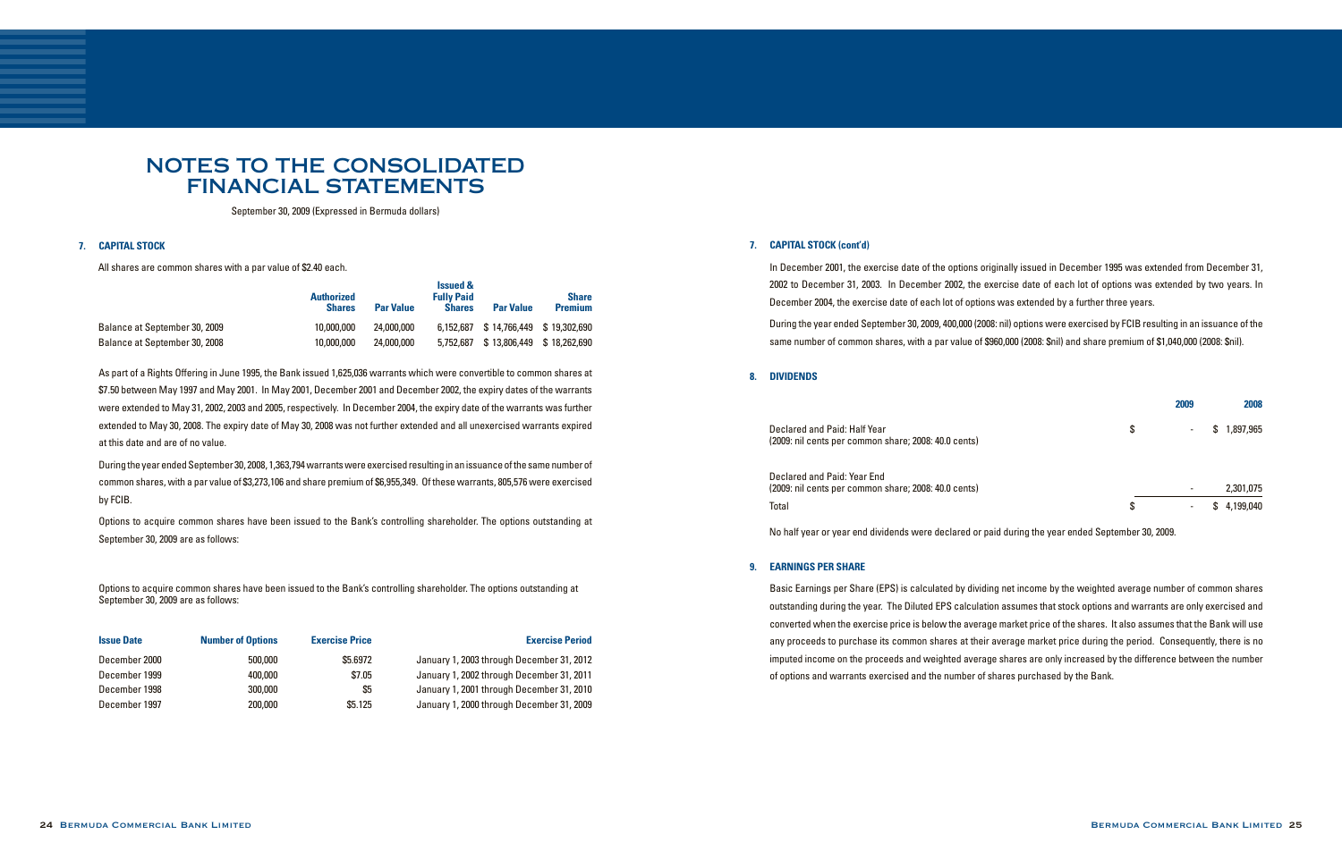# NOTES TO THE CONSOLIDATED FINANCIAL STATEMENTS

September 30, 2009 (Expressed in Bermuda dollars)

## 7. CAPITAL STOCK

All shares are common shares with a par value of $2.40 each.

| | Authorized Shares | Par Value | Issued & Fully Paid Shares | Par Value | Share Premium |
|---|---|---|---|---|---|
| Balance at September 30, 2009 | 10,000,000 | 24,000,000 | 6,152,687 | $ 14,766,449 | $ 19,302,690 |
| Balance at September 30, 2008 | 10,000,000 | 24,000,000 | 5,752,687 | $ 13,806,449 | $ 18,262,690 |

As part of a Rights Offering in June 1995, the Bank issued 1,625,036 warrants which were convertible to common shares at $7.50 between May 1997 and May 2001. In May 2001, December 2001 and December 2002, the expiry dates of the warrants were extended to May 31, 2002, 2003 and 2005, respectively. In December 2004, the expiry date of the warrants was further extended to May 30, 2008. The expiry date of May 30, 2008 was not further extended and all unexercised warrants expired at this date and are of no value.

During the year ended September 30, 2008, 1,363,794 warrants were exercised resulting in an issuance of the same number of common shares, with a par value of $3,273,106 and share premium of $6,955,349. Of these warrants, 805,576 were exercised by FCIB.

Options to acquire common shares have been issued to the Bank's controlling shareholder. The options outstanding at September 30, 2009 are as follows:

Options to acquire common shares have been issued to the Bank's controlling shareholder. The options outstanding at September 30, 2009 are as follows:

| Issue Date | Number of Options | Exercise Price | Exercise Period |
|---|---|---|---|
| December 2000 | 500,000 | $5.6972 | January 1, 2003 through December 31, 2012 |
| December 1999 | 400,000 | $7.05 | January 1, 2002 through December 31, 2011 |
| December 1998 | 300,000 | $5 | January 1, 2001 through December 31, 2010 |
| December 1997 | 200,000 | $5.125 | January 1, 2000 through December 31, 2009 |

## 7. CAPITAL STOCK (cont'd)

In December 2001, the exercise date of the options originally issued in December 1995 was extended from December 31, 2002 to December 31, 2003. In December 2002, the exercise date of each lot of options was extended by two years. In December 2004, the exercise date of each lot of options was extended by a further three years.

During the year ended September 30, 2009, 400,000 (2008: nil) options were exercised by FCIB resulting in an issuance of the same number of common shares, with a par value of $960,000 (2008: $nil) and share premium of $1,040,000 (2008: $nil).

## 8. DIVIDENDS

| | 2009 | 2008 |
|---|---|---|
| Declared and Paid: Half Year (2009: nil cents per common share; 2008: 40.0 cents) | $ - | $ 1,897,965 |
| Declared and Paid: Year End (2009: nil cents per common share; 2008: 40.0 cents) | - | 2,301,075 |
| Total | $ - | $ 4,199,040 |

No half year or year end dividends were declared or paid during the year ended September 30, 2009.

## 9. EARNINGS PER SHARE

Basic Earnings per Share (EPS) is calculated by dividing net income by the weighted average number of common shares outstanding during the year. The Diluted EPS calculation assumes that stock options and warrants are only exercised and converted when the exercise price is below the average market price of the shares. It also assumes that the Bank will use any proceeds to purchase its common shares at their average market price during the period. Consequently, there is no imputed income on the proceeds and weighted average shares are only increased by the difference between the number of options and warrants exercised and the number of shares purchased by the Bank.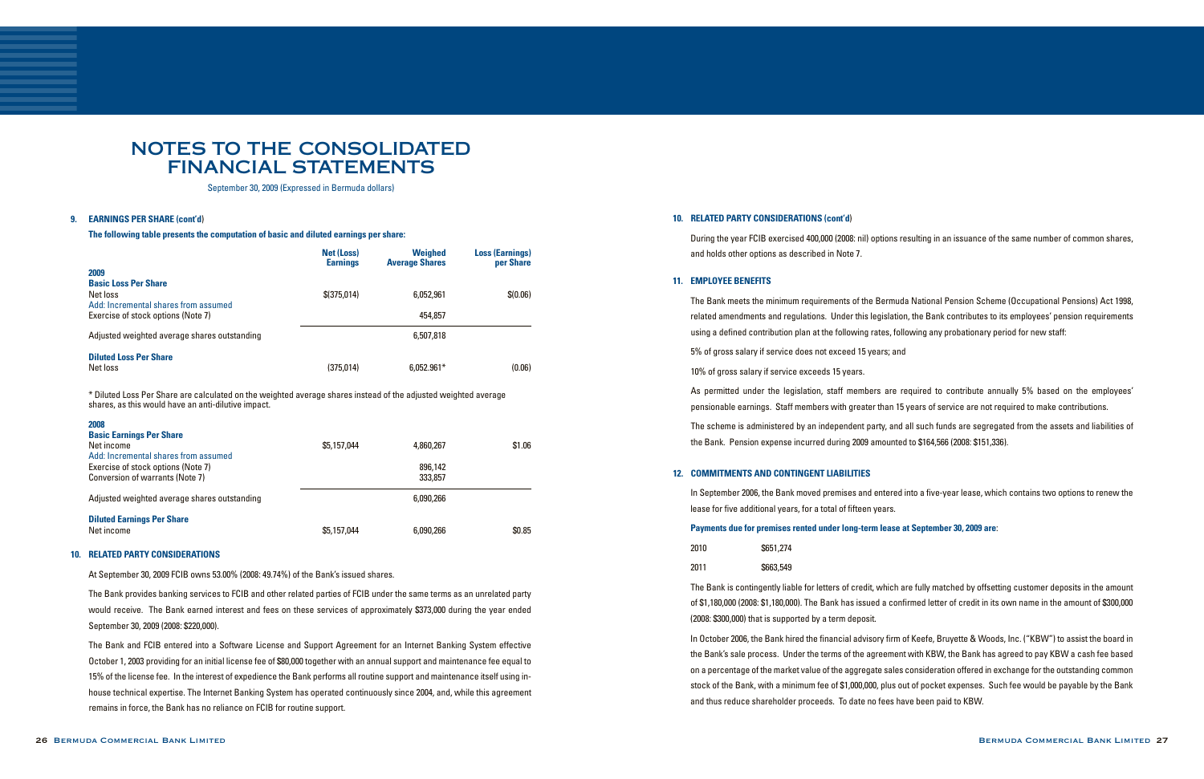# NOTES TO THE CONSOLIDATED FINANCIAL STATEMENTS

September 30, 2009 (Expressed in Bermuda dollars)

## 9. EARNINGS PER SHARE (cont'd)

**The following table presents the computation of basic and diluted earnings per share:**

| | Net (Loss) Earnings | Weighed Average Shares | Loss (Earnings) per Share |
|---|---|---|---|
| **2009** | | | |
| **Basic Loss Per Share** | | | |
| Net loss | $(375,014) | 6,052,961 | $(0.06) |
| Add: Incremental shares from assumed Exercise of stock options (Note 7) | | 454,857 | |
| Adjusted weighted average shares outstanding | | 6,507,818 | |
| **Diluted Loss Per Share** | | | |
| Net loss | (375,014) | 6,052,961* | (0.06) |

\* Diluted Loss Per Share are calculated on the weighted average shares instead of the adjusted weighted average shares, as this would have an anti-dilutive impact.

| | Net (Loss) Earnings | Weighed Average Shares | Loss (Earnings) per Share |
|---|---|---|---|
| **2008** | | | |
| **Basic Earnings Per Share** | | | |
| Net income | $5,157,044 | 4,860,267 | $1.06 |
| Add: Incremental shares from assumed Exercise of stock options (Note 7) | | 896,142 | |
| Conversion of warrants (Note 7) | | 333,857 | |
| Adjusted weighted average shares outstanding | | 6,090,266 | |
| **Diluted Earnings Per Share** | | | |
| Net income | $5,157,044 | 6,090,266 | $0.85 |

## 10. RELATED PARTY CONSIDERATIONS

At September 30, 2009 FCIB owns 53.00% (2008: 49.74%) of the Bank's issued shares.

The Bank provides banking services to FCIB and other related parties of FCIB under the same terms as an unrelated party would receive. The Bank earned interest and fees on these services of approximately $373,000 during the year ended September 30, 2009 (2008: $220,000).

The Bank and FCIB entered into a Software License and Support Agreement for an Internet Banking System effective October 1, 2003 providing for an initial license fee of $80,000 together with an annual support and maintenance fee equal to 15% of the license fee. In the interest of expedience the Bank performs all routine support and maintenance itself using in-house technical expertise. The Internet Banking System has operated continuously since 2004, and, while this agreement remains in force, the Bank has no reliance on FCIB for routine support.

## 10. RELATED PARTY CONSIDERATIONS (cont'd)

During the year FCIB exercised 400,000 (2008: nil) options resulting in an issuance of the same number of common shares, and holds other options as described in Note 7.

## 11. EMPLOYEE BENEFITS

The Bank meets the minimum requirements of the Bermuda National Pension Scheme (Occupational Pensions) Act 1998, related amendments and regulations. Under this legislation, the Bank contributes to its employees' pension requirements using a defined contribution plan at the following rates, following any probationary period for new staff:

5% of gross salary if service does not exceed 15 years; and

10% of gross salary if service exceeds 15 years.

As permitted under the legislation, staff members are required to contribute annually 5% based on the employees' pensionable earnings. Staff members with greater than 15 years of service are not required to make contributions.

The scheme is administered by an independent party, and all such funds are segregated from the assets and liabilities of the Bank. Pension expense incurred during 2009 amounted to $164,566 (2008: $151,336).

## 12. COMMITMENTS AND CONTINGENT LIABILITIES

In September 2006, the Bank moved premises and entered into a five-year lease, which contains two options to renew the lease for five additional years, for a total of fifteen years.

**Payments due for premises rented under long-term lease at September 30, 2009 are:**

| | |
|---|---|
| 2010 | $651,274 |
| 2011 | $663,549 |

The Bank is contingently liable for letters of credit, which are fully matched by offsetting customer deposits in the amount of $1,180,000 (2008: $1,180,000). The Bank has issued a confirmed letter of credit in its own name in the amount of $300,000 (2008: $300,000) that is supported by a term deposit.

In October 2006, the Bank hired the financial advisory firm of Keefe, Bruyette & Woods, Inc. ("KBW") to assist the board in the Bank's sale process. Under the terms of the agreement with KBW, the Bank has agreed to pay KBW a cash fee based on a percentage of the market value of the aggregate sales consideration offered in exchange for the outstanding common stock of the Bank, with a minimum fee of $1,000,000, plus out of pocket expenses. Such fee would be payable by the Bank and thus reduce shareholder proceeds. To date no fees have been paid to KBW.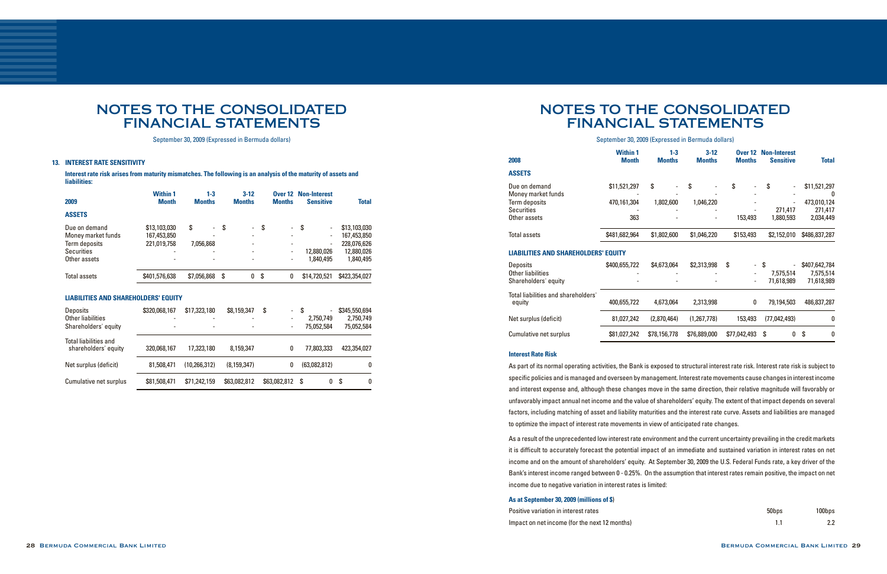# NOTES TO THE CONSOLIDATED FINANCIAL STATEMENTS

September 30, 2009 (Expressed in Bermuda dollars)

## 13. INTEREST RATE SENSITIVITY

**Interest rate risk arises from maturity mismatches. The following is an analysis of the maturity of assets and liabilities:**

| 2009 | Within 1 Month | 1-3 Months | 3-12 Months | Over 12 Months | Non-Interest Sensitive | Total |
|---|---|---|---|---|---|---|
| **ASSETS** | | | | | | |
| Due on demand | $13,103,030 | $ - | $ - | $ - | $ - | $13,103,030 |
| Money market funds | 167,453,850 | - | - | - | - | 167,453,850 |
| Term deposits | 221,019,758 | 7,056,868 | - | - | - | 228,076,626 |
| Securities | - | - | - | - | 12,880,026 | 12,880,026 |
| Other assets | - | - | - | - | 1,840,495 | 1,840,495 |
| Total assets | $401,576,638 | $7,056,868 | $ 0 | $ 0 | $14,720,521 | $423,354,027 |
| **LIABILITIES AND SHAREHOLDERS' EQUITY** | | | | | | |
| Deposits | $320,068,167 | $17,323,180 | $8,159,347 | $ - | $ - | $345,550,694 |
| Other liabilities | - | - | - | - | 2,750,749 | 2,750,749 |
| Shareholders' equity | - | - | - | - | 75,052,584 | 75,052,584 |
| Total liabilities and shareholders' equity | 320,068,167 | 17,323,180 | 8,159,347 | 0 | 77,803,333 | 423,354,027 |
| Net surplus (deficit) | 81,508,471 | (10,266,312) | (8,159,347) | 0 | (63,082,812) | 0 |
| Cumulative net surplus | $81,508,471 | $71,242,159 | $63,082,812 | $63,082,812 | $ 0 | $ 0 |

| 2008 | Within 1 Month | 1-3 Months | 3-12 Months | Over 12 Months | Non-Interest Sensitive | Total |
|---|---|---|---|---|---|---|
| **ASSETS** | | | | | | |
| Due on demand | $11,521,297 | $ - | $ - | $ - | $ - | $11,521,297 |
| Money market funds | - | - | - | - | - | 0 |
| Term deposits | 470,161,304 | 1,802,600 | 1,046,220 | - | - | 473,010,124 |
| Securities | - | - | - | - | 271,417 | 271,417 |
| Other assets | 363 | - | - | 153,493 | 1,880,593 | 2,034,449 |
| Total assets | $481,682,964 | $1,802,600 | $1,046,220 | $153,493 | $2,152,010 | $486,837,287 |
| **LIABILITIES AND SHAREHOLDERS' EQUITY** | | | | | | |
| Deposits | $400,655,722 | $4,673,064 | $2,313,998 | $ - | $ - | $407,642,784 |
| Other liabilities | - | - | - | - | 7,575,514 | 7,575,514 |
| Shareholders' equity | - | - | - | - | 71,618,989 | 71,618,989 |
| Total liabilities and shareholders' equity | 400,655,722 | 4,673,064 | 2,313,998 | 0 | 79,194,503 | 486,837,287 |
| Net surplus (deficit) | 81,027,242 | (2,870,464) | (1,267,778) | 153,493 | (77,042,493) | 0 |
| Cumulative net surplus | $81,027,242 | $78,156,778 | $76,889,000 | $77,042,493 | $ 0 | $ 0 |

### Interest Rate Risk

As part of its normal operating activities, the Bank is exposed to structural interest rate risk. Interest rate risk is subject to specific policies and is managed and overseen by management. Interest rate movements cause changes in interest income and interest expense and, although these changes move in the same direction, their relative magnitude will favorably or unfavorably impact annual net income and the value of shareholders' equity. The extent of that impact depends on several factors, including matching of asset and liability maturities and the interest rate curve. Assets and liabilities are managed to optimize the impact of interest rate movements in view of anticipated rate changes.

As a result of the unprecedented low interest rate environment and the current uncertainty prevailing in the credit markets it is difficult to accurately forecast the potential impact of an immediate and sustained variation in interest rates on net income and on the amount of shareholders' equity. At September 30, 2009 the U.S. Federal Funds rate, a key driver of the Bank's interest income ranged between 0 - 0.25%. On the assumption that interest rates remain positive, the impact on net income due to negative variation in interest rates is limited:

**As at September 30, 2009 (millions of $)**

| | 50bps | 100bps |
|---|---|---|
| Positive variation in interest rates | 50bps | 100bps |
| Impact on net income (for the next 12 months) | 1.1 | 2.2 |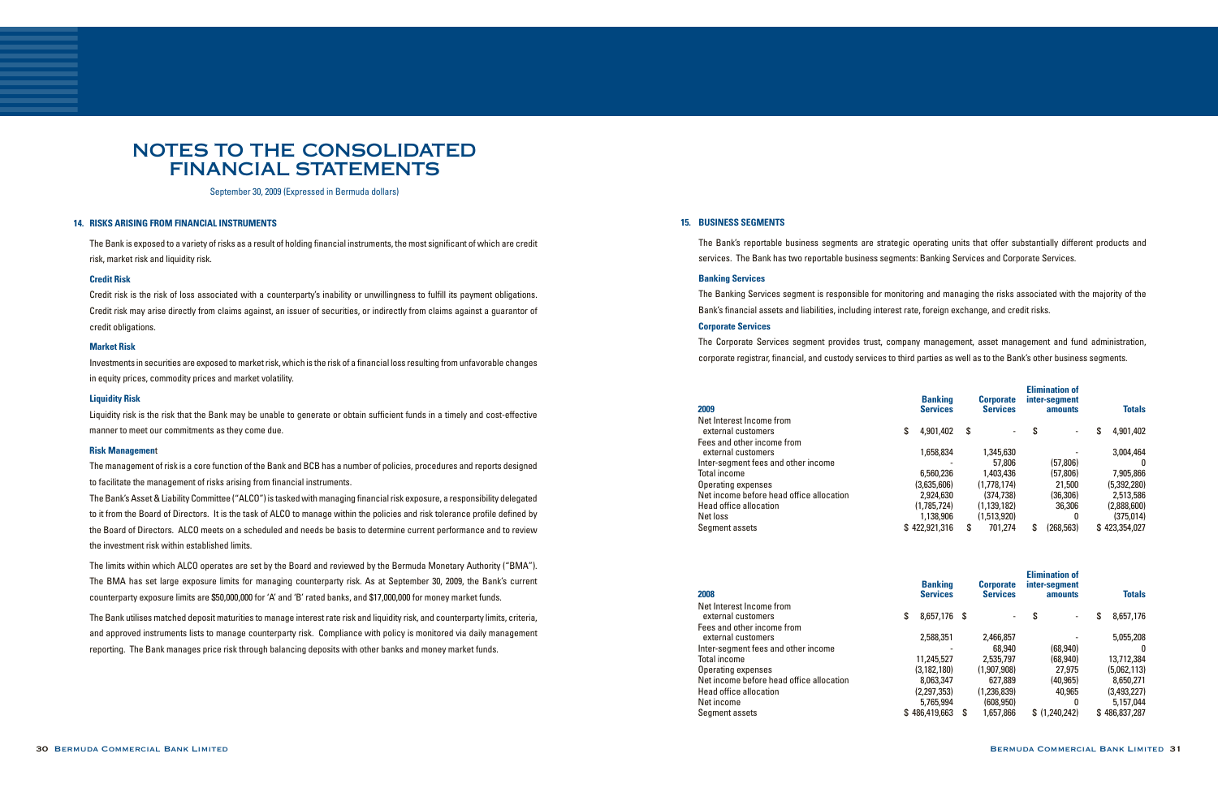# NOTES TO THE CONSOLIDATED FINANCIAL STATEMENTS

September 30, 2009 (Expressed in Bermuda dollars)

## 14. RISKS ARISING FROM FINANCIAL INSTRUMENTS

The Bank is exposed to a variety of risks as a result of holding financial instruments, the most significant of which are credit risk, market risk and liquidity risk.

### Credit Risk

Credit risk is the risk of loss associated with a counterparty's inability or unwillingness to fulfill its payment obligations. Credit risk may arise directly from claims against, an issuer of securities, or indirectly from claims against a guarantor of credit obligations.

### Market Risk

Investments in securities are exposed to market risk, which is the risk of a financial loss resulting from unfavorable changes in equity prices, commodity prices and market volatility.

### Liquidity Risk

Liquidity risk is the risk that the Bank may be unable to generate or obtain sufficient funds in a timely and cost-effective manner to meet our commitments as they come due.

### Risk Management

The management of risk is a core function of the Bank and BCB has a number of policies, procedures and reports designed to facilitate the management of risks arising from financial instruments.

The Bank's Asset & Liability Committee ("ALCO") is tasked with managing financial risk exposure, a responsibility delegated to it from the Board of Directors. It is the task of ALCO to manage within the policies and risk tolerance profile defined by the Board of Directors. ALCO meets on a scheduled and needs be basis to determine current performance and to review the investment risk within established limits.

The limits within which ALCO operates are set by the Board and reviewed by the Bermuda Monetary Authority ("BMA"). The BMA has set large exposure limits for managing counterparty risk. As at September 30, 2009, the Bank's current counterparty exposure limits are $50,000,000 for 'A' and 'B' rated banks, and $17,000,000 for money market funds.

The Bank utilises matched deposit maturities to manage interest rate risk and liquidity risk, and counterparty limits, criteria, and approved instruments lists to manage counterparty risk. Compliance with policy is monitored via daily management reporting. The Bank manages price risk through balancing deposits with other banks and money market funds.

## 15. BUSINESS SEGMENTS

The Bank's reportable business segments are strategic operating units that offer substantially different products and services. The Bank has two reportable business segments: Banking Services and Corporate Services.

### Banking Services

The Banking Services segment is responsible for monitoring and managing the risks associated with the majority of the Bank's financial assets and liabilities, including interest rate, foreign exchange, and credit risks.

### Corporate Services

The Corporate Services segment provides trust, company management, asset management and fund administration, corporate registrar, financial, and custody services to third parties as well as to the Bank's other business segments.

| 2009 | Banking Services | Corporate Services | Elimination of inter-segment amounts | Totals |
|---|---|---|---|---|
| Net Interest Income from external customers | $ 4,901,402 | $ - | $ - | $ 4,901,402 |
| Fees and other income from external customers | 1,658,834 | 1,345,630 | - | 3,004,464 |
| Inter-segment fees and other income | - | 57,806 | (57,806) | 0 |
| Total income | 6,560,236 | 1,403,436 | (57,806) | 7,905,866 |
| Operating expenses | (3,635,606) | (1,778,174) | 21,500 | (5,392,280) |
| Net income before head office allocation | 2,924,630 | (374,738) | (36,306) | 2,513,586 |
| Head office allocation | (1,785,724) | (1,139,182) | 36,306 | (2,888,600) |
| Net loss | 1,138,906 | (1,513,920) | 0 | (375,014) |
| Segment assets | $ 422,921,316 | $ 701,274 | $ (268,563) | $ 423,354,027 |

| 2008 | Banking Services | Corporate Services | Elimination of inter-segment amounts | Totals |
|---|---|---|---|---|
| Net Interest Income from external customers | $ 8,657,176 | $ - | $ - | $ 8,657,176 |
| Fees and other income from external customers | 2,588,351 | 2,466,857 | - | 5,055,208 |
| Inter-segment fees and other income | - | 68,940 | (68,940) | 0 |
| Total income | 11,245,527 | 2,535,797 | (68,940) | 13,712,384 |
| Operating expenses | (3,182,180) | (1,907,908) | 27,975 | (5,062,113) |
| Net income before head office allocation | 8,063,347 | 627,889 | (40,965) | 8,650,271 |
| Head office allocation | (2,297,353) | (1,236,839) | 40,965 | (3,493,227) |
| Net income | 5,765,994 | (608,950) | 0 | 5,157,044 |
| Segment assets | $ 486,419,663 | $ 1,657,866 | $ (1,240,242) | $ 486,837,287 |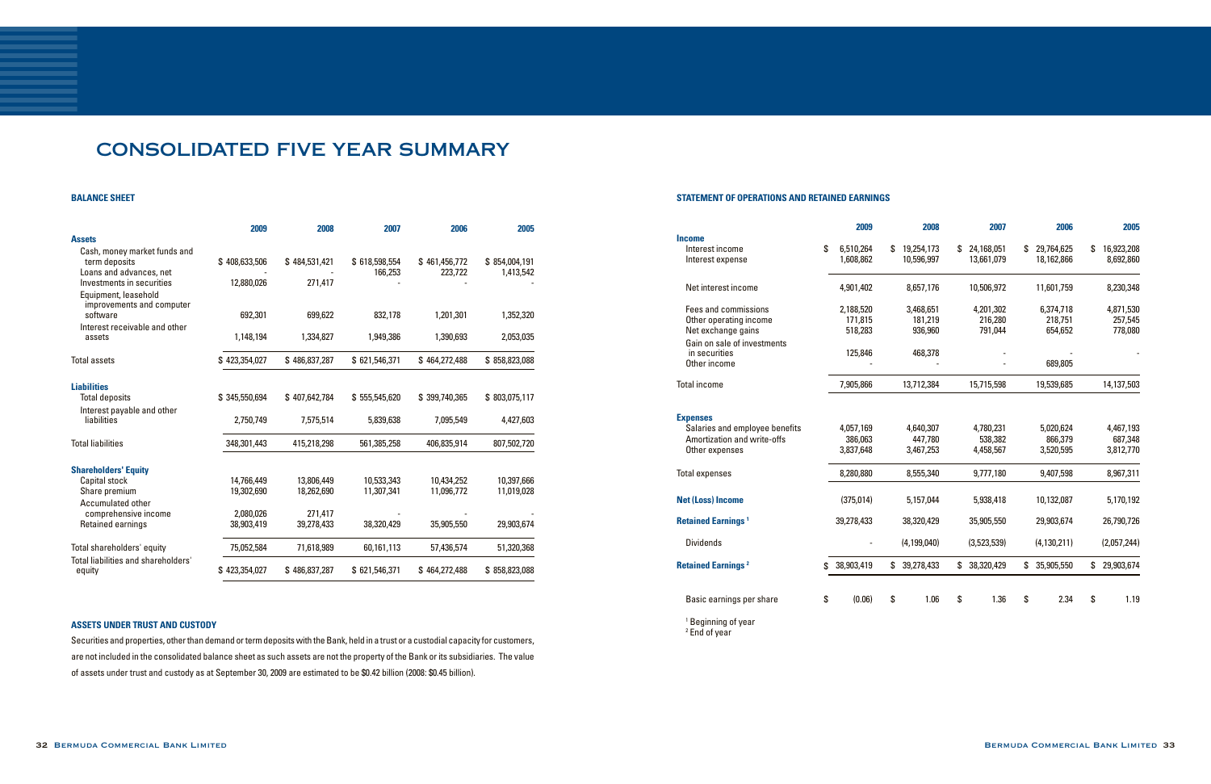# CONSOLIDATED FIVE YEAR SUMMARY

### BALANCE SHEET

| | 2009 | 2008 | 2007 | 2006 | 2005 |
|---|---|---|---|---|---|
| **Assets** | | | | | |
| Cash, money market funds and term deposits | $ 408,633,506 | $ 484,531,421 | $ 618,598,554 | $ 461,456,772 | $ 854,004,191 |
| Loans and advances, net | - | - | 166,253 | 223,722 | 1,413,542 |
| Investments in securities | 12,880,026 | 271,417 | - | - | - |
| Equipment, leasehold improvements and computer software | 692,301 | 699,622 | 832,178 | 1,201,301 | 1,352,320 |
| Interest receivable and other assets | 1,148,194 | 1,334,827 | 1,949,386 | 1,390,693 | 2,053,035 |
| Total assets | $ 423,354,027 | $ 486,837,287 | $ 621,546,371 | $ 464,272,488 | $ 858,823,088 |
| **Liabilities** | | | | | |
| Total deposits | $ 345,550,694 | $ 407,642,784 | $ 555,545,620 | $ 399,740,365 | $ 803,075,117 |
| Interest payable and other liabilities | 2,750,749 | 7,575,514 | 5,839,638 | 7,095,549 | 4,427,603 |
| Total liabilities | 348,301,443 | 415,218,298 | 561,385,258 | 406,835,914 | 807,502,720 |
| **Shareholders' Equity** | | | | | |
| Capital stock | 14,766,449 | 13,806,449 | 10,533,343 | 10,434,252 | 10,397,666 |
| Share premium | 19,302,690 | 18,262,690 | 11,307,341 | 11,096,772 | 11,019,028 |
| Accumulated other comprehensive income | 2,080,026 | 271,417 | - | - | - |
| Retained earnings | 38,903,419 | 39,278,433 | 38,320,429 | 35,905,550 | 29,903,674 |
| Total shareholders' equity | 75,052,584 | 71,618,989 | 60,161,113 | 57,436,574 | 51,320,368 |
| Total liabilities and shareholders' equity | $ 423,354,027 | $ 486,837,287 | $ 621,546,371 | $ 464,272,488 | $ 858,823,088 |

### ASSETS UNDER TRUST AND CUSTODY

Securities and properties, other than demand or term deposits with the Bank, held in a trust or a custodial capacity for customers, are not included in the consolidated balance sheet as such assets are not the property of the Bank or its subsidiaries. The value of assets under trust and custody as at September 30, 2009 are estimated to be $0.42 billion (2008: $0.45 billion).

### STATEMENT OF OPERATIONS AND RETAINED EARNINGS

| | 2009 | 2008 | 2007 | 2006 | 2005 |
|---|---|---|---|---|---|
| **Income** | | | | | |
| Interest income | $ 6,510,264 | $ 19,254,173 | $ 24,168,051 | $ 29,764,625 | $ 16,923,208 |
| Interest expense | 1,608,862 | 10,596,997 | 13,661,079 | 18,162,866 | 8,692,860 |
| Net interest income | 4,901,402 | 8,657,176 | 10,506,972 | 11,601,759 | 8,230,348 |
| Fees and commissions | 2,188,520 | 3,468,651 | 4,201,302 | 6,374,718 | 4,871,530 |
| Other operating income | 171,815 | 181,219 | 216,280 | 218,751 | 257,545 |
| Net exchange gains | 518,283 | 936,960 | 791,044 | 654,652 | 778,080 |
| Gain on sale of investments in securities | 125,846 | 468,378 | - | - | - |
| Other income | - | - | - | 689,805 | |
| Total income | 7,905,866 | 13,712,384 | 15,715,598 | 19,539,685 | 14,137,503 |
| **Expenses** | | | | | |
| Salaries and employee benefits | 4,057,169 | 4,640,307 | 4,780,231 | 5,020,624 | 4,467,193 |
| Amortization and write-offs | 386,063 | 447,780 | 538,382 | 866,379 | 687,348 |
| Other expenses | 3,837,648 | 3,467,253 | 4,458,567 | 3,520,595 | 3,812,770 |
| Total expenses | 8,280,880 | 8,555,340 | 9,777,180 | 9,407,598 | 8,967,311 |
| **Net (Loss) Income** | (375,014) | 5,157,044 | 5,938,418 | 10,132,087 | 5,170,192 |
| **Retained Earnings** [1] | 39,278,433 | 38,320,429 | 35,905,550 | 29,903,674 | 26,790,726 |
| Dividends | - | (4,199,040) | (3,523,539) | (4,130,211) | (2,057,244) |
| **Retained Earnings** [2] | $ 38,903,419 | $ 39,278,433 | $ 38,320,429 | $ 35,905,550 | $ 29,903,674 |
| Basic earnings per share | $ (0.06) | $ 1.06 | $ 1.36 | $ 2.34 | $ 1.19 |

[1] Beginning of year
[2] End of year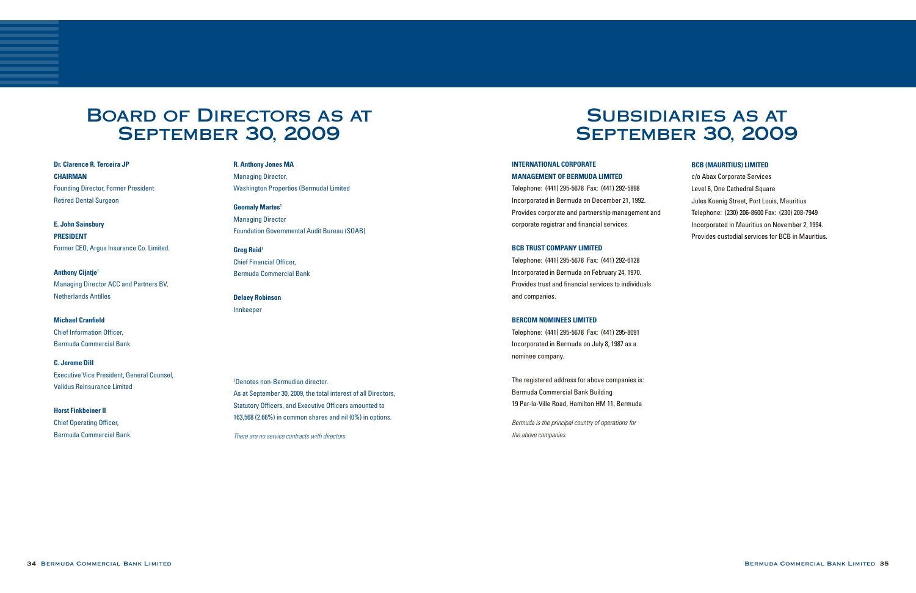# Board of Directors as at September 30, 2009

**Dr. Clarence R. Terceira JP**
**CHAIRMAN**
Founding Director, Former President
Retired Dental Surgeon

**E. John Sainsbury**
**PRESIDENT**
Former CEO, Argus Insurance Co. Limited.

**Anthony Cijntje**[1]
Managing Director ACC and Partners BV,
Netherlands Antilles

**Michael Cranfield**
Chief Information Officer,
Bermuda Commercial Bank

**C. Jerome Dill**
Executive Vice President, General Counsel,
Validus Reinsurance Limited

**Horst Finkbeiner II**
Chief Operating Officer,
Bermuda Commercial Bank

**R. Anthony Jones MA**
Managing Director,
Washington Properties (Bermuda) Limited

**Geomaly Martes**[1]
Managing Director
Foundation Governmental Audit Bureau (SOAB)

**Greg Reid**[1]
Chief Financial Officer,
Bermuda Commercial Bank

**Delaey Robinson**
Innkeeper

[1]Denotes non-Bermudian director.
As at September 30, 2009, the total interest of all Directors, Statutory Officers, and Executive Officers amounted to 163,568 (2.66%) in common shares and nil (0%) in options.

*There are no service contracts with directors.*

# Subsidiaries as at September 30, 2009

**INTERNATIONAL CORPORATE MANAGEMENT OF BERMUDA LIMITED**
Telephone: (441) 295-5678 Fax: (441) 292-5898
Incorporated in Bermuda on December 21, 1992.
Provides corporate and partnership management and corporate registrar and financial services.

**BCB TRUST COMPANY LIMITED**
Telephone: (441) 295-5678 Fax: (441) 292-6128
Incorporated in Bermuda on February 24, 1970.
Provides trust and financial services to individuals and companies.

**BERCOM NOMINEES LIMITED**
Telephone: (441) 295-5678 Fax: (441) 295-8091
Incorporated in Bermuda on July 8, 1987 as a nominee company.

The registered address for above companies is:
Bermuda Commercial Bank Building
19 Par-la-Ville Road, Hamilton HM 11, Bermuda

*Bermuda is the principal country of operations for the above companies.*

**BCB (MAURITIUS) LIMITED**
c/o Abax Corporate Services
Level 6, One Cathedral Square
Jules Koenig Street, Port Louis, Mauritius
Telephone: (230) 206-8600 Fax: (230) 208-7949
Incorporated in Mauritius on November 2, 1994.
Provides custodial services for BCB in Mauritius.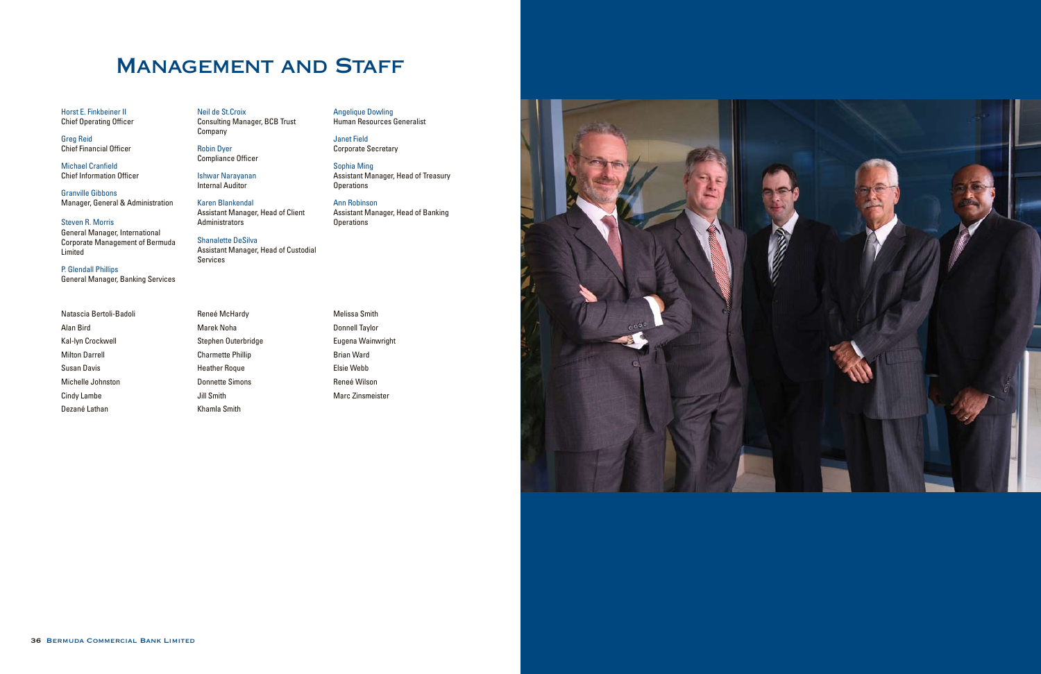# Management and Staff

**Horst E. Finkbeiner II**
Chief Operating Officer

**Greg Reid**
Chief Financial Officer

**Michael Cranfield**
Chief Information Officer

**Granville Gibbons**
Manager, General & Administration

**Steven R. Morris**
General Manager, International Corporate Management of Bermuda Limited

**P. Glendall Phillips**
General Manager, Banking Services

**Neil de St.Croix**
Consulting Manager, BCB Trust Company

**Robin Dyer**
Compliance Officer

**Ishwar Narayanan**
Internal Auditor

**Karen Blankendal**
Assistant Manager, Head of Client Administrators

**Shanalette DeSilva**
Assistant Manager, Head of Custodial Services

**Angelique Dowling**
Human Resources Generalist

**Janet Field**
Corporate Secretary

**Sophia Ming**
Assistant Manager, Head of Treasury Operations

**Ann Robinson**
Assistant Manager, Head of Banking Operations

Natascia Bertoli-Badoli
Alan Bird
Kal-lyn Crockwell
Milton Darrell
Susan Davis
Michelle Johnston
Cindy Lambe
Dezané Lathan
Reneé McHardy
Marek Noha
Stephen Outerbridge
Charmette Phillip
Heather Roque
Donnette Simons
Jill Smith
Khamla Smith
Melissa Smith
Donnell Taylor
Eugena Wainwright
Brian Ward
Elsie Webb
Reneé Wilson
Marc Zinsmeister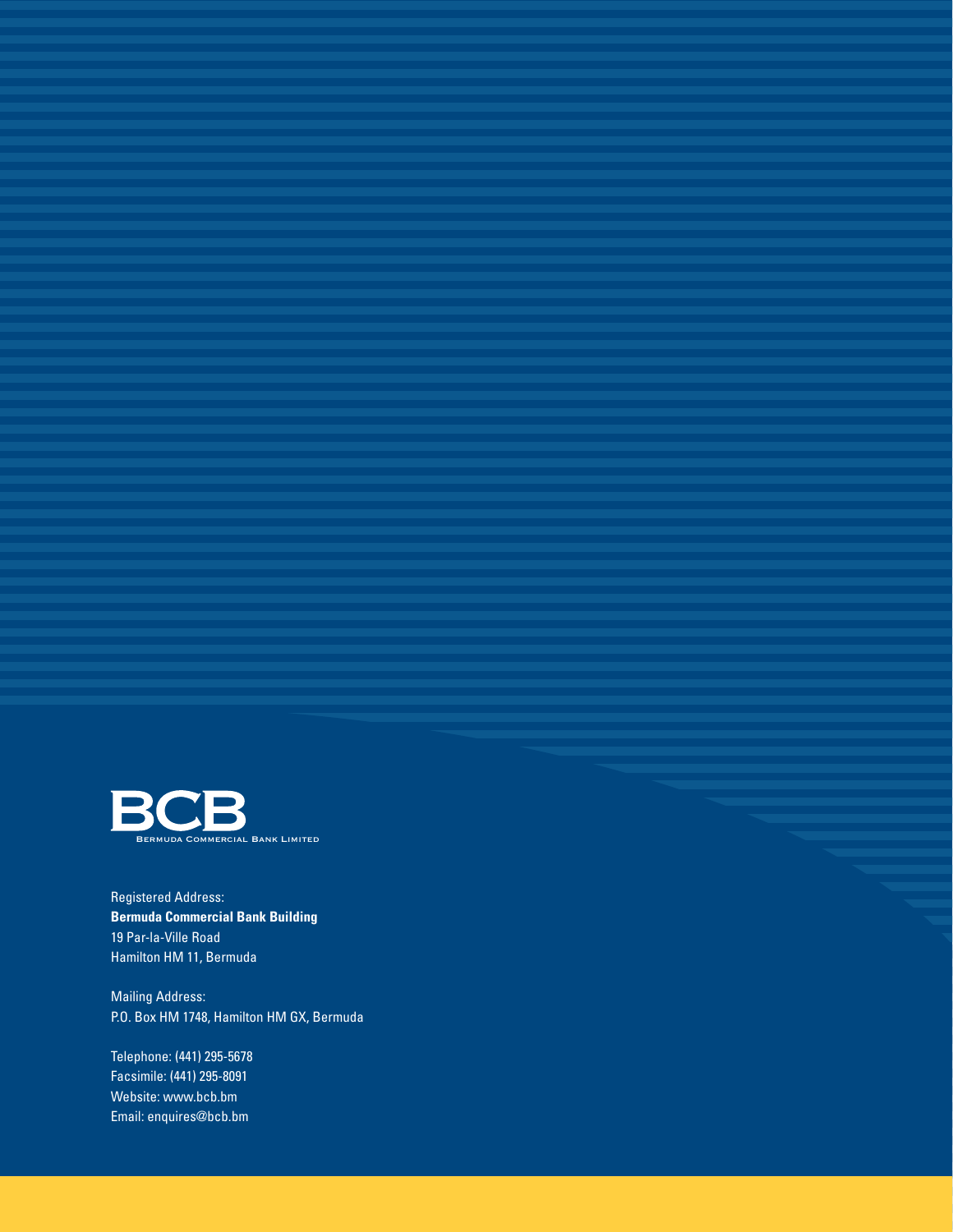BCB

Bermuda Commercial Bank Limited

Registered Address:
**Bermuda Commercial Bank Building**
19 Par-la-Ville Road
Hamilton HM 11, Bermuda

Mailing Address:
P.O. Box HM 1748, Hamilton HM GX, Bermuda

Telephone: (441) 295-5678
Facsimile: (441) 295-8091
Website: www.bcb.bm
Email: enquires@bcb.bm